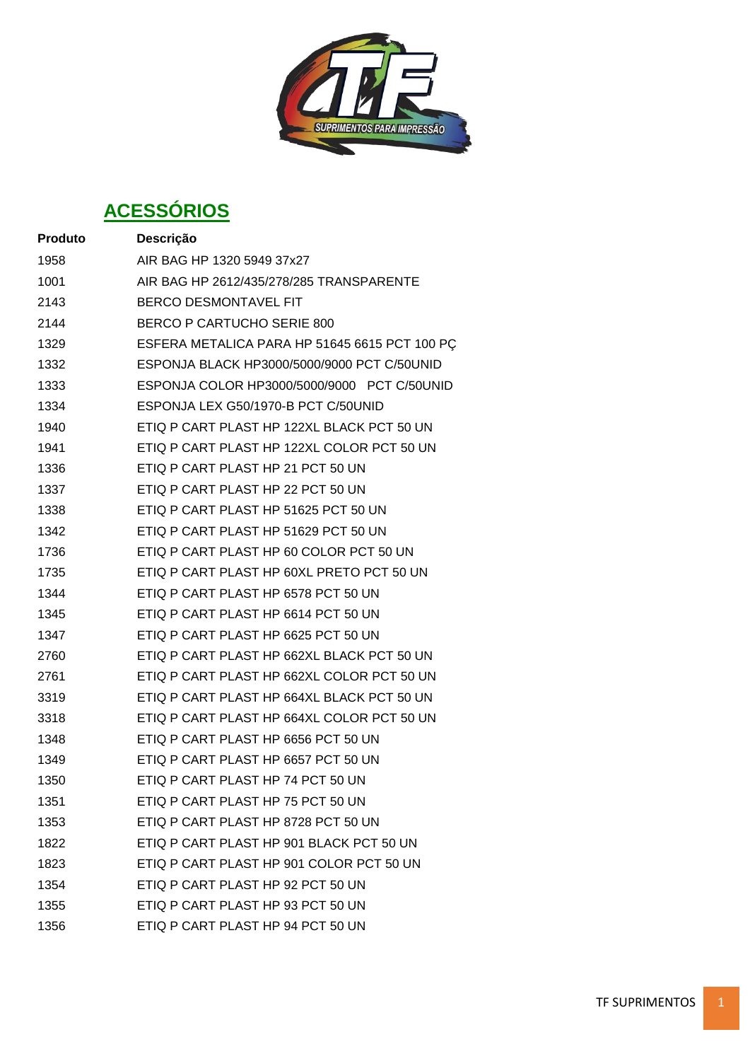## ACESSÓRIOS

| Produto | Descrição |
| --- | --- |
| 1958 | AIR BAG HP 1320 5949 37x27 |
| 1001 | AIR BAG HP 2612/435/278/285 TRANSPARENTE |
| 2143 | BERCO DESMONTAVEL FIT |
| 2144 | BERCO P CARTUCHO SERIE 800 |
| 1329 | ESFERA METALICA PARA HP 51645 6615 PCT 100 PÇ |
| 1332 | ESPONJA BLACK HP3000/5000/9000 PCT C/50UNID |
| 1333 | ESPONJA COLOR HP3000/5000/9000 PCT C/50UNID |
| 1334 | ESPONJA LEX G50/1970-B PCT C/50UNID |
| 1940 | ETIQ P CART PLAST HP 122XL BLACK PCT 50 UN |
| 1941 | ETIQ P CART PLAST HP 122XL COLOR PCT 50 UN |
| 1336 | ETIQ P CART PLAST HP 21 PCT 50 UN |
| 1337 | ETIQ P CART PLAST HP 22 PCT 50 UN |
| 1338 | ETIQ P CART PLAST HP 51625 PCT 50 UN |
| 1342 | ETIQ P CART PLAST HP 51629 PCT 50 UN |
| 1736 | ETIQ P CART PLAST HP 60 COLOR PCT 50 UN |
| 1735 | ETIQ P CART PLAST HP 60XL PRETO PCT 50 UN |
| 1344 | ETIQ P CART PLAST HP 6578 PCT 50 UN |
| 1345 | ETIQ P CART PLAST HP 6614 PCT 50 UN |
| 1347 | ETIQ P CART PLAST HP 6625 PCT 50 UN |
| 2760 | ETIQ P CART PLAST HP 662XL BLACK PCT 50 UN |
| 2761 | ETIQ P CART PLAST HP 662XL COLOR PCT 50 UN |
| 3319 | ETIQ P CART PLAST HP 664XL BLACK PCT 50 UN |
| 3318 | ETIQ P CART PLAST HP 664XL COLOR PCT 50 UN |
| 1348 | ETIQ P CART PLAST HP 6656 PCT 50 UN |
| 1349 | ETIQ P CART PLAST HP 6657 PCT 50 UN |
| 1350 | ETIQ P CART PLAST HP 74 PCT 50 UN |
| 1351 | ETIQ P CART PLAST HP 75 PCT 50 UN |
| 1353 | ETIQ P CART PLAST HP 8728 PCT 50 UN |
| 1822 | ETIQ P CART PLAST HP 901 BLACK PCT 50 UN |
| 1823 | ETIQ P CART PLAST HP 901 COLOR PCT 50 UN |
| 1354 | ETIQ P CART PLAST HP 92 PCT 50 UN |
| 1355 | ETIQ P CART PLAST HP 93 PCT 50 UN |
| 1356 | ETIQ P CART PLAST HP 94 PCT 50 UN |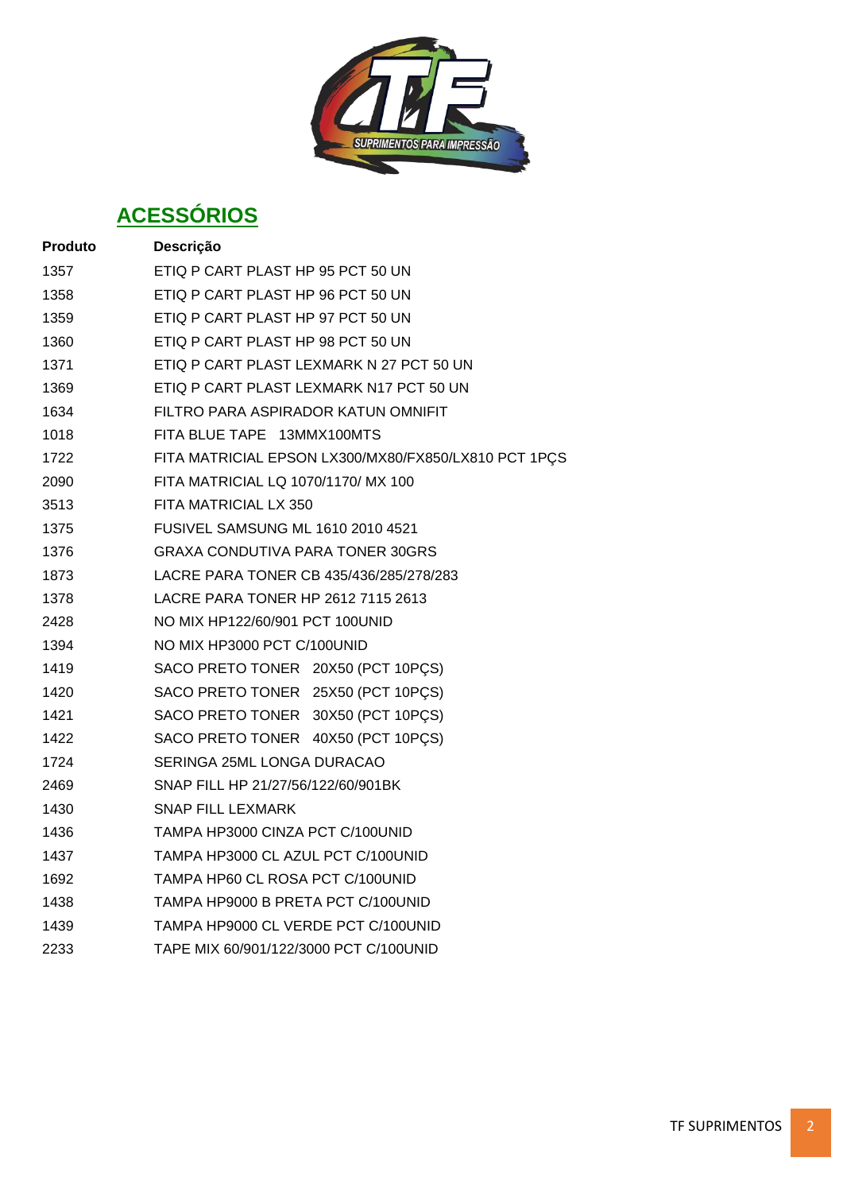## ACESSÓRIOS

| Produto | Descrição |
|---|---|
| 1357 | ETIQ P CART PLAST HP 95 PCT 50 UN |
| 1358 | ETIQ P CART PLAST HP 96 PCT 50 UN |
| 1359 | ETIQ P CART PLAST HP 97 PCT 50 UN |
| 1360 | ETIQ P CART PLAST HP 98 PCT 50 UN |
| 1371 | ETIQ P CART PLAST LEXMARK N 27 PCT 50 UN |
| 1369 | ETIQ P CART PLAST LEXMARK N17 PCT 50 UN |
| 1634 | FILTRO PARA ASPIRADOR KATUN OMNIFIT |
| 1018 | FITA BLUE TAPE  13MMX100MTS |
| 1722 | FITA MATRICIAL EPSON LX300/MX80/FX850/LX810 PCT 1PÇS |
| 2090 | FITA MATRICIAL LQ 1070/1170/ MX 100 |
| 3513 | FITA MATRICIAL LX 350 |
| 1375 | FUSIVEL SAMSUNG ML 1610 2010 4521 |
| 1376 | GRAXA CONDUTIVA PARA TONER 30GRS |
| 1873 | LACRE PARA TONER CB 435/436/285/278/283 |
| 1378 | LACRE PARA TONER HP 2612 7115 2613 |
| 2428 | NO MIX HP122/60/901 PCT 100UNID |
| 1394 | NO MIX HP3000 PCT C/100UNID |
| 1419 | SACO PRETO TONER  20X50 (PCT 10PÇS) |
| 1420 | SACO PRETO TONER  25X50 (PCT 10PÇS) |
| 1421 | SACO PRETO TONER  30X50 (PCT 10PÇS) |
| 1422 | SACO PRETO TONER  40X50 (PCT 10PÇS) |
| 1724 | SERINGA 25ML LONGA DURACAO |
| 2469 | SNAP FILL HP 21/27/56/122/60/901BK |
| 1430 | SNAP FILL LEXMARK |
| 1436 | TAMPA HP3000 CINZA PCT C/100UNID |
| 1437 | TAMPA HP3000 CL AZUL PCT C/100UNID |
| 1692 | TAMPA HP60 CL ROSA PCT C/100UNID |
| 1438 | TAMPA HP9000 B PRETA PCT C/100UNID |
| 1439 | TAMPA HP9000 CL VERDE PCT C/100UNID |
| 2233 | TAPE MIX 60/901/122/3000 PCT C/100UNID |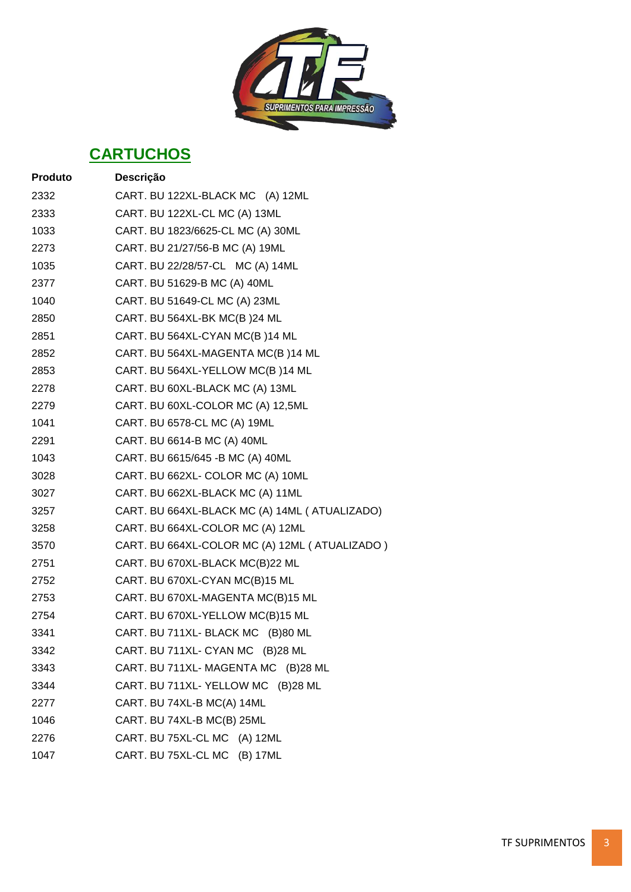## CARTUCHOS

| Produto | Descrição |
|---|---|
| 2332 | CART. BU 122XL-BLACK MC (A) 12ML |
| 2333 | CART. BU 122XL-CL MC (A) 13ML |
| 1033 | CART. BU 1823/6625-CL MC (A) 30ML |
| 2273 | CART. BU 21/27/56-B MC (A) 19ML |
| 1035 | CART. BU 22/28/57-CL MC (A) 14ML |
| 2377 | CART. BU 51629-B MC (A) 40ML |
| 1040 | CART. BU 51649-CL MC (A) 23ML |
| 2850 | CART. BU 564XL-BK MC(B )24 ML |
| 2851 | CART. BU 564XL-CYAN MC(B )14 ML |
| 2852 | CART. BU 564XL-MAGENTA MC(B )14 ML |
| 2853 | CART. BU 564XL-YELLOW MC(B )14 ML |
| 2278 | CART. BU 60XL-BLACK MC (A) 13ML |
| 2279 | CART. BU 60XL-COLOR MC (A) 12,5ML |
| 1041 | CART. BU 6578-CL MC (A) 19ML |
| 2291 | CART. BU 6614-B MC (A) 40ML |
| 1043 | CART. BU 6615/645 -B MC (A) 40ML |
| 3028 | CART. BU 662XL- COLOR MC (A) 10ML |
| 3027 | CART. BU 662XL-BLACK MC (A) 11ML |
| 3257 | CART. BU 664XL-BLACK MC (A) 14ML ( ATUALIZADO) |
| 3258 | CART. BU 664XL-COLOR MC (A) 12ML |
| 3570 | CART. BU 664XL-COLOR MC (A) 12ML ( ATUALIZADO ) |
| 2751 | CART. BU 670XL-BLACK MC(B)22 ML |
| 2752 | CART. BU 670XL-CYAN MC(B)15 ML |
| 2753 | CART. BU 670XL-MAGENTA MC(B)15 ML |
| 2754 | CART. BU 670XL-YELLOW MC(B)15 ML |
| 3341 | CART. BU 711XL- BLACK MC (B)80 ML |
| 3342 | CART. BU 711XL- CYAN MC (B)28 ML |
| 3343 | CART. BU 711XL- MAGENTA MC (B)28 ML |
| 3344 | CART. BU 711XL- YELLOW MC (B)28 ML |
| 2277 | CART. BU 74XL-B MC(A) 14ML |
| 1046 | CART. BU 74XL-B MC(B) 25ML |
| 2276 | CART. BU 75XL-CL MC (A) 12ML |
| 1047 | CART. BU 75XL-CL MC (B) 17ML |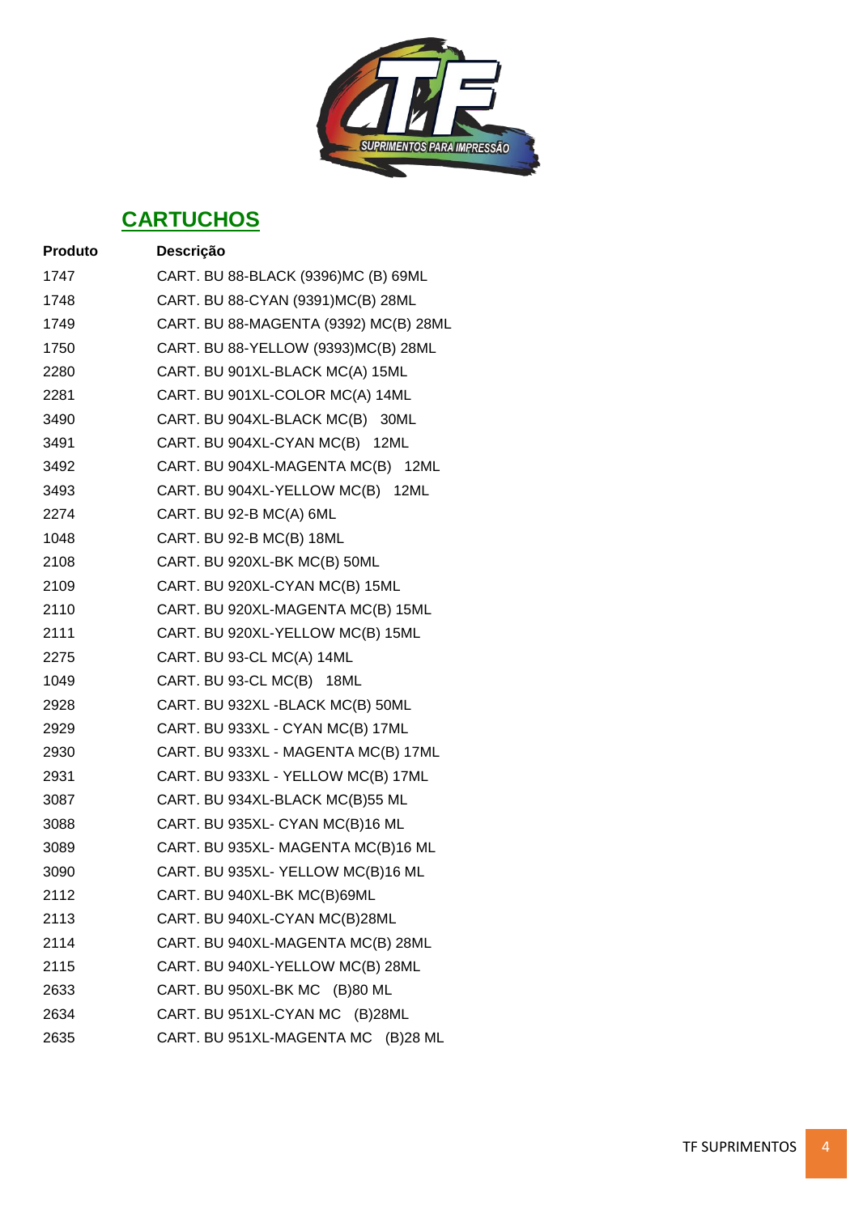## CARTUCHOS

| Produto | Descrição |
|---|---|
| 1747 | CART. BU 88-BLACK (9396)MC (B) 69ML |
| 1748 | CART. BU 88-CYAN (9391)MC(B) 28ML |
| 1749 | CART. BU 88-MAGENTA (9392) MC(B) 28ML |
| 1750 | CART. BU 88-YELLOW (9393)MC(B) 28ML |
| 2280 | CART. BU 901XL-BLACK MC(A) 15ML |
| 2281 | CART. BU 901XL-COLOR MC(A) 14ML |
| 3490 | CART. BU 904XL-BLACK MC(B) 30ML |
| 3491 | CART. BU 904XL-CYAN MC(B) 12ML |
| 3492 | CART. BU 904XL-MAGENTA MC(B) 12ML |
| 3493 | CART. BU 904XL-YELLOW MC(B) 12ML |
| 2274 | CART. BU 92-B MC(A) 6ML |
| 1048 | CART. BU 92-B MC(B) 18ML |
| 2108 | CART. BU 920XL-BK MC(B) 50ML |
| 2109 | CART. BU 920XL-CYAN MC(B) 15ML |
| 2110 | CART. BU 920XL-MAGENTA MC(B) 15ML |
| 2111 | CART. BU 920XL-YELLOW MC(B) 15ML |
| 2275 | CART. BU 93-CL MC(A) 14ML |
| 1049 | CART. BU 93-CL MC(B) 18ML |
| 2928 | CART. BU 932XL -BLACK MC(B) 50ML |
| 2929 | CART. BU 933XL - CYAN MC(B) 17ML |
| 2930 | CART. BU 933XL - MAGENTA MC(B) 17ML |
| 2931 | CART. BU 933XL - YELLOW MC(B) 17ML |
| 3087 | CART. BU 934XL-BLACK MC(B)55 ML |
| 3088 | CART. BU 935XL- CYAN MC(B)16 ML |
| 3089 | CART. BU 935XL- MAGENTA MC(B)16 ML |
| 3090 | CART. BU 935XL- YELLOW MC(B)16 ML |
| 2112 | CART. BU 940XL-BK MC(B)69ML |
| 2113 | CART. BU 940XL-CYAN MC(B)28ML |
| 2114 | CART. BU 940XL-MAGENTA MC(B) 28ML |
| 2115 | CART. BU 940XL-YELLOW MC(B) 28ML |
| 2633 | CART. BU 950XL-BK MC (B)80 ML |
| 2634 | CART. BU 951XL-CYAN MC (B)28ML |
| 2635 | CART. BU 951XL-MAGENTA MC (B)28 ML |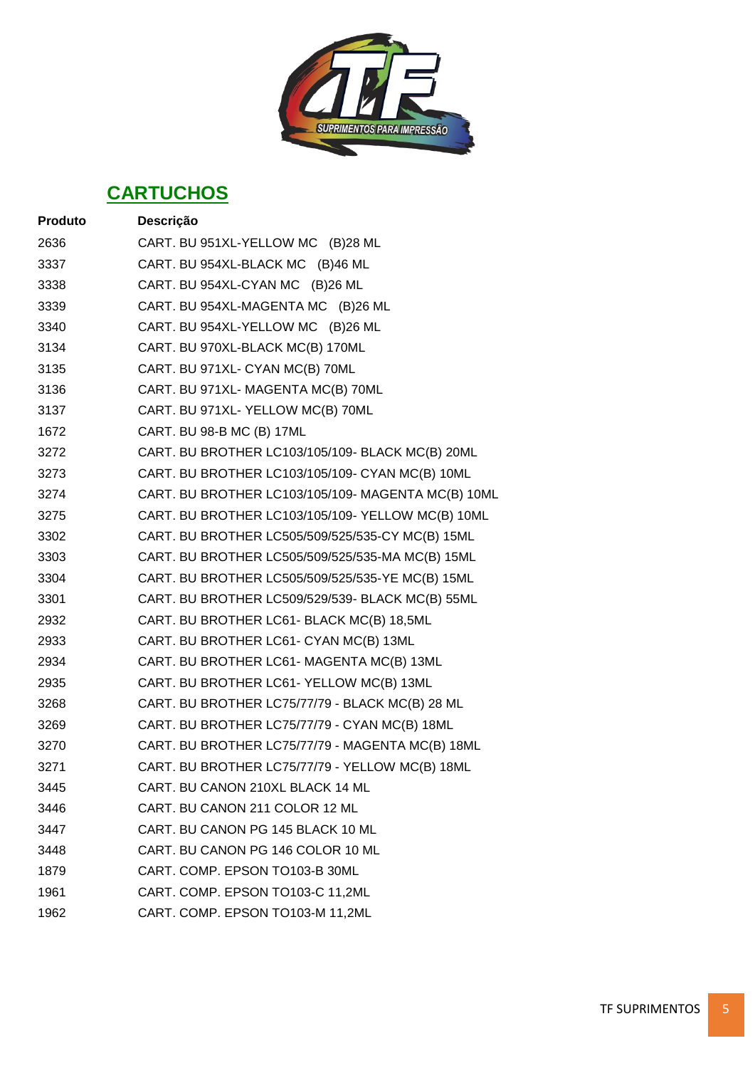## CARTUCHOS

| Produto | Descrição |
| --- | --- |
| 2636 | CART. BU 951XL-YELLOW MC (B)28 ML |
| 3337 | CART. BU 954XL-BLACK MC (B)46 ML |
| 3338 | CART. BU 954XL-CYAN MC (B)26 ML |
| 3339 | CART. BU 954XL-MAGENTA MC (B)26 ML |
| 3340 | CART. BU 954XL-YELLOW MC (B)26 ML |
| 3134 | CART. BU 970XL-BLACK MC(B) 170ML |
| 3135 | CART. BU 971XL- CYAN MC(B) 70ML |
| 3136 | CART. BU 971XL- MAGENTA MC(B) 70ML |
| 3137 | CART. BU 971XL- YELLOW MC(B) 70ML |
| 1672 | CART. BU 98-B MC (B) 17ML |
| 3272 | CART. BU BROTHER LC103/105/109- BLACK MC(B) 20ML |
| 3273 | CART. BU BROTHER LC103/105/109- CYAN MC(B) 10ML |
| 3274 | CART. BU BROTHER LC103/105/109- MAGENTA MC(B) 10ML |
| 3275 | CART. BU BROTHER LC103/105/109- YELLOW MC(B) 10ML |
| 3302 | CART. BU BROTHER LC505/509/525/535-CY MC(B) 15ML |
| 3303 | CART. BU BROTHER LC505/509/525/535-MA MC(B) 15ML |
| 3304 | CART. BU BROTHER LC505/509/525/535-YE MC(B) 15ML |
| 3301 | CART. BU BROTHER LC509/529/539- BLACK MC(B) 55ML |
| 2932 | CART. BU BROTHER LC61- BLACK MC(B) 18,5ML |
| 2933 | CART. BU BROTHER LC61- CYAN MC(B) 13ML |
| 2934 | CART. BU BROTHER LC61- MAGENTA MC(B) 13ML |
| 2935 | CART. BU BROTHER LC61- YELLOW MC(B) 13ML |
| 3268 | CART. BU BROTHER LC75/77/79 - BLACK MC(B) 28 ML |
| 3269 | CART. BU BROTHER LC75/77/79 - CYAN MC(B) 18ML |
| 3270 | CART. BU BROTHER LC75/77/79 - MAGENTA MC(B) 18ML |
| 3271 | CART. BU BROTHER LC75/77/79 - YELLOW MC(B) 18ML |
| 3445 | CART. BU CANON 210XL BLACK 14 ML |
| 3446 | CART. BU CANON 211 COLOR 12 ML |
| 3447 | CART. BU CANON PG 145 BLACK 10 ML |
| 3448 | CART. BU CANON PG 146 COLOR 10 ML |
| 1879 | CART. COMP. EPSON TO103-B 30ML |
| 1961 | CART. COMP. EPSON TO103-C 11,2ML |
| 1962 | CART. COMP. EPSON TO103-M 11,2ML |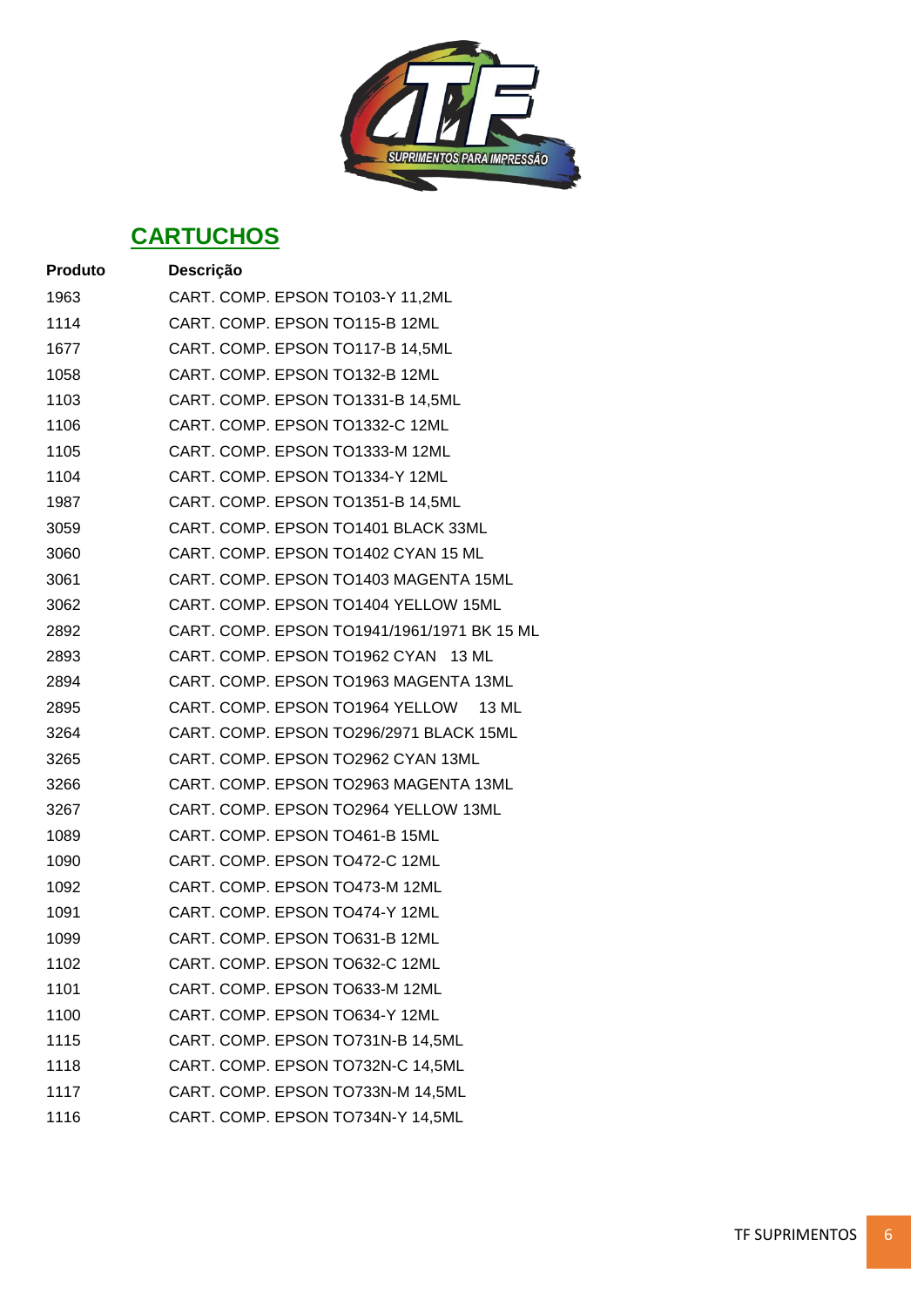## CARTUCHOS

| Produto | Descrição |
|---|---|
| 1963 | CART. COMP. EPSON TO103-Y 11,2ML |
| 1114 | CART. COMP. EPSON TO115-B 12ML |
| 1677 | CART. COMP. EPSON TO117-B 14,5ML |
| 1058 | CART. COMP. EPSON TO132-B 12ML |
| 1103 | CART. COMP. EPSON TO1331-B 14,5ML |
| 1106 | CART. COMP. EPSON TO1332-C 12ML |
| 1105 | CART. COMP. EPSON TO1333-M 12ML |
| 1104 | CART. COMP. EPSON TO1334-Y 12ML |
| 1987 | CART. COMP. EPSON TO1351-B 14,5ML |
| 3059 | CART. COMP. EPSON TO1401 BLACK 33ML |
| 3060 | CART. COMP. EPSON TO1402 CYAN 15 ML |
| 3061 | CART. COMP. EPSON TO1403 MAGENTA 15ML |
| 3062 | CART. COMP. EPSON TO1404 YELLOW 15ML |
| 2892 | CART. COMP. EPSON TO1941/1961/1971 BK 15 ML |
| 2893 | CART. COMP. EPSON TO1962 CYAN 13 ML |
| 2894 | CART. COMP. EPSON TO1963 MAGENTA 13ML |
| 2895 | CART. COMP. EPSON TO1964 YELLOW 13 ML |
| 3264 | CART. COMP. EPSON TO296/2971 BLACK 15ML |
| 3265 | CART. COMP. EPSON TO2962 CYAN 13ML |
| 3266 | CART. COMP. EPSON TO2963 MAGENTA 13ML |
| 3267 | CART. COMP. EPSON TO2964 YELLOW 13ML |
| 1089 | CART. COMP. EPSON TO461-B 15ML |
| 1090 | CART. COMP. EPSON TO472-C 12ML |
| 1092 | CART. COMP. EPSON TO473-M 12ML |
| 1091 | CART. COMP. EPSON TO474-Y 12ML |
| 1099 | CART. COMP. EPSON TO631-B 12ML |
| 1102 | CART. COMP. EPSON TO632-C 12ML |
| 1101 | CART. COMP. EPSON TO633-M 12ML |
| 1100 | CART. COMP. EPSON TO634-Y 12ML |
| 1115 | CART. COMP. EPSON TO731N-B 14,5ML |
| 1118 | CART. COMP. EPSON TO732N-C 14,5ML |
| 1117 | CART. COMP. EPSON TO733N-M 14,5ML |
| 1116 | CART. COMP. EPSON TO734N-Y 14,5ML |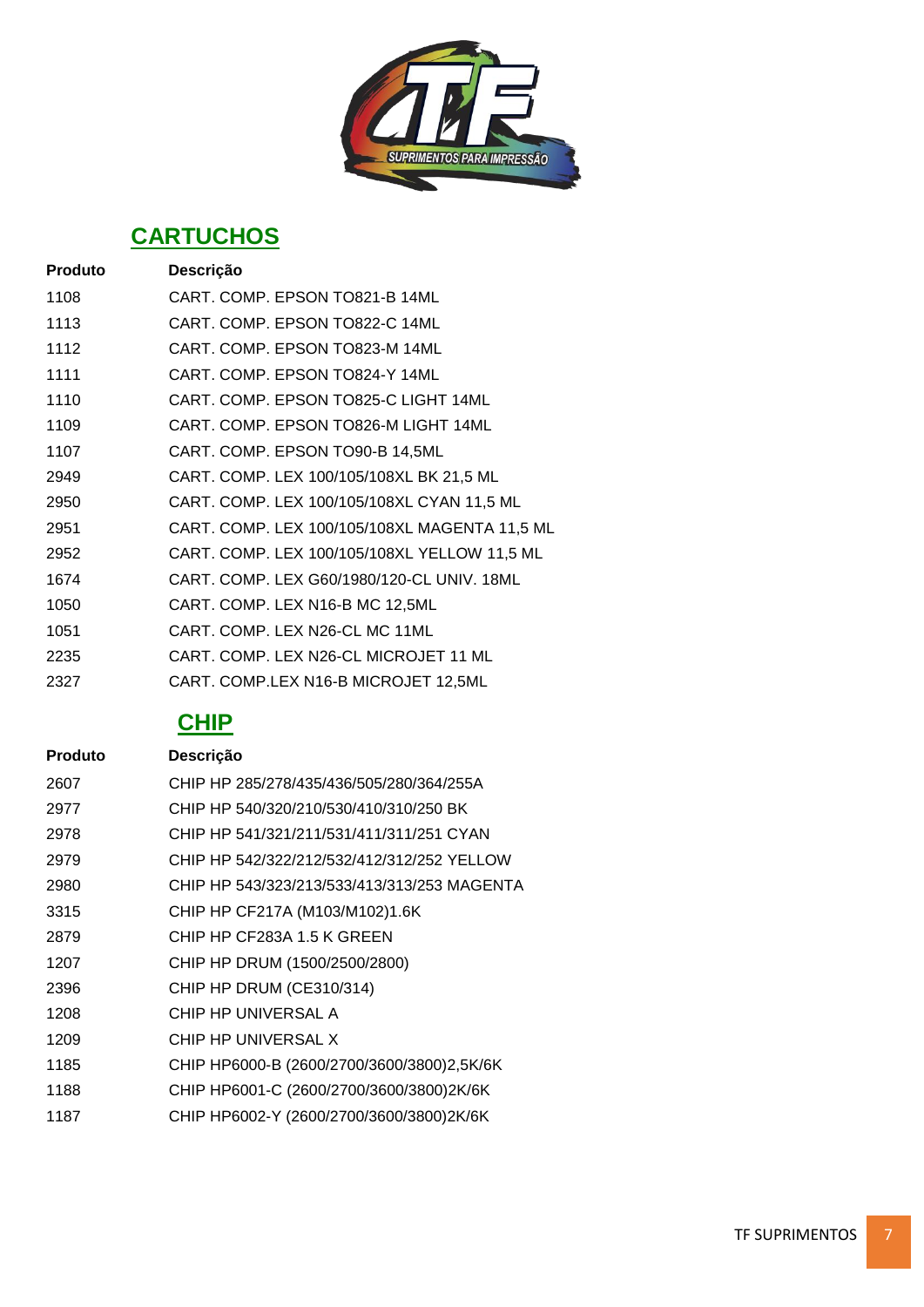## CARTUCHOS

| Produto | Descrição |
|---|---|
| 1108 | CART. COMP. EPSON TO821-B 14ML |
| 1113 | CART. COMP. EPSON TO822-C 14ML |
| 1112 | CART. COMP. EPSON TO823-M 14ML |
| 1111 | CART. COMP. EPSON TO824-Y 14ML |
| 1110 | CART. COMP. EPSON TO825-C LIGHT 14ML |
| 1109 | CART. COMP. EPSON TO826-M LIGHT 14ML |
| 1107 | CART. COMP. EPSON TO90-B 14,5ML |
| 2949 | CART. COMP. LEX 100/105/108XL BK 21,5 ML |
| 2950 | CART. COMP. LEX 100/105/108XL CYAN 11,5 ML |
| 2951 | CART. COMP. LEX 100/105/108XL MAGENTA 11,5 ML |
| 2952 | CART. COMP. LEX 100/105/108XL YELLOW 11,5 ML |
| 1674 | CART. COMP. LEX G60/1980/120-CL UNIV. 18ML |
| 1050 | CART. COMP. LEX N16-B MC 12,5ML |
| 1051 | CART. COMP. LEX N26-CL MC 11ML |
| 2235 | CART. COMP. LEX N26-CL MICROJET 11 ML |
| 2327 | CART. COMP.LEX N16-B MICROJET 12,5ML |

## CHIP

| Produto | Descrição |
|---|---|
| 2607 | CHIP HP 285/278/435/436/505/280/364/255A |
| 2977 | CHIP HP 540/320/210/530/410/310/250 BK |
| 2978 | CHIP HP 541/321/211/531/411/311/251 CYAN |
| 2979 | CHIP HP 542/322/212/532/412/312/252 YELLOW |
| 2980 | CHIP HP 543/323/213/533/413/313/253 MAGENTA |
| 3315 | CHIP HP CF217A (M103/M102)1.6K |
| 2879 | CHIP HP CF283A 1.5 K GREEN |
| 1207 | CHIP HP DRUM (1500/2500/2800) |
| 2396 | CHIP HP DRUM (CE310/314) |
| 1208 | CHIP HP UNIVERSAL A |
| 1209 | CHIP HP UNIVERSAL X |
| 1185 | CHIP HP6000-B (2600/2700/3600/3800)2,5K/6K |
| 1188 | CHIP HP6001-C (2600/2700/3600/3800)2K/6K |
| 1187 | CHIP HP6002-Y (2600/2700/3600/3800)2K/6K |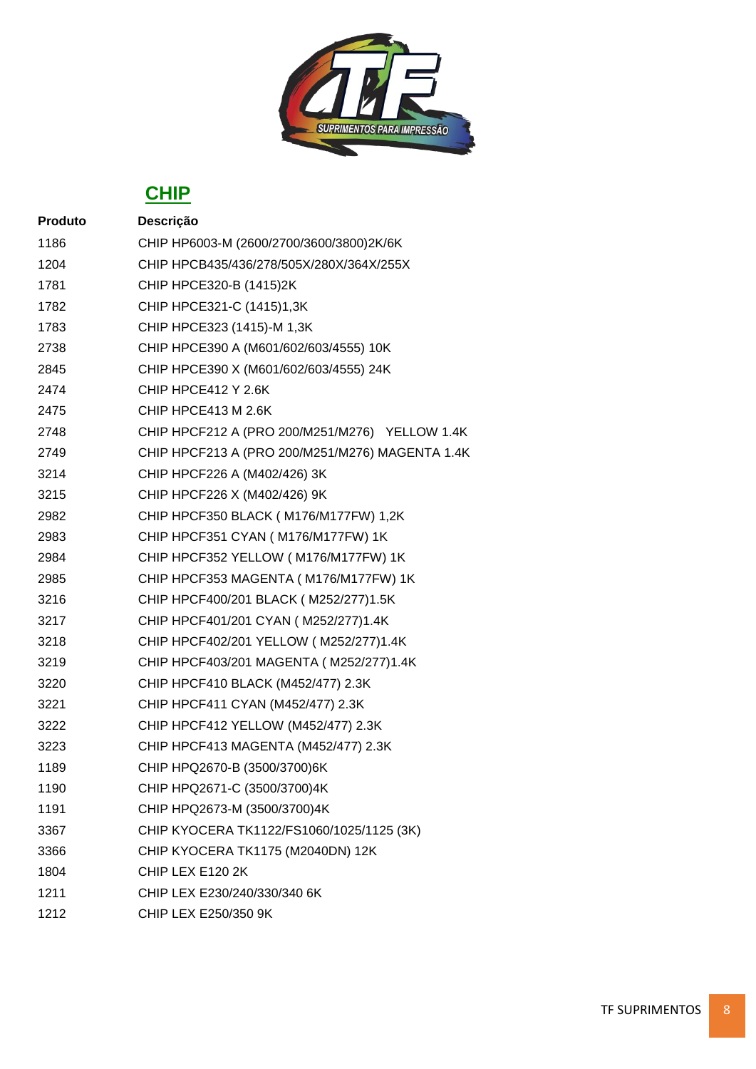## CHIP

| Produto | Descrição |
|---|---|
| 1186 | CHIP HP6003-M (2600/2700/3600/3800)2K/6K |
| 1204 | CHIP HPCB435/436/278/505X/280X/364X/255X |
| 1781 | CHIP HPCE320-B (1415)2K |
| 1782 | CHIP HPCE321-C (1415)1,3K |
| 1783 | CHIP HPCE323 (1415)-M 1,3K |
| 2738 | CHIP HPCE390 A (M601/602/603/4555) 10K |
| 2845 | CHIP HPCE390 X (M601/602/603/4555) 24K |
| 2474 | CHIP HPCE412 Y 2.6K |
| 2475 | CHIP HPCE413 M 2.6K |
| 2748 | CHIP HPCF212 A (PRO 200/M251/M276)   YELLOW 1.4K |
| 2749 | CHIP HPCF213 A (PRO 200/M251/M276) MAGENTA 1.4K |
| 3214 | CHIP HPCF226 A (M402/426) 3K |
| 3215 | CHIP HPCF226 X (M402/426) 9K |
| 2982 | CHIP HPCF350 BLACK ( M176/M177FW) 1,2K |
| 2983 | CHIP HPCF351 CYAN ( M176/M177FW) 1K |
| 2984 | CHIP HPCF352 YELLOW ( M176/M177FW) 1K |
| 2985 | CHIP HPCF353 MAGENTA ( M176/M177FW) 1K |
| 3216 | CHIP HPCF400/201 BLACK ( M252/277)1.5K |
| 3217 | CHIP HPCF401/201 CYAN ( M252/277)1.4K |
| 3218 | CHIP HPCF402/201 YELLOW ( M252/277)1.4K |
| 3219 | CHIP HPCF403/201 MAGENTA ( M252/277)1.4K |
| 3220 | CHIP HPCF410 BLACK (M452/477) 2.3K |
| 3221 | CHIP HPCF411 CYAN (M452/477) 2.3K |
| 3222 | CHIP HPCF412 YELLOW (M452/477) 2.3K |
| 3223 | CHIP HPCF413 MAGENTA (M452/477) 2.3K |
| 1189 | CHIP HPQ2670-B (3500/3700)6K |
| 1190 | CHIP HPQ2671-C (3500/3700)4K |
| 1191 | CHIP HPQ2673-M (3500/3700)4K |
| 3367 | CHIP KYOCERA TK1122/FS1060/1025/1125 (3K) |
| 3366 | CHIP KYOCERA TK1175 (M2040DN) 12K |
| 1804 | CHIP LEX E120 2K |
| 1211 | CHIP LEX E230/240/330/340 6K |
| 1212 | CHIP LEX E250/350 9K |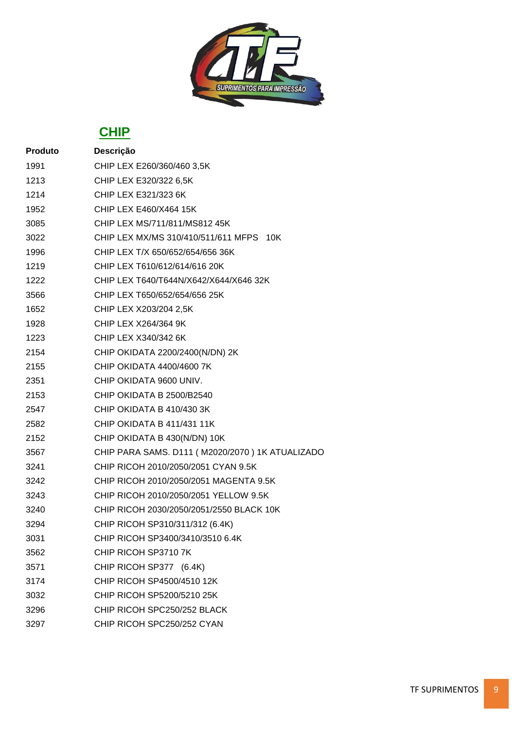## CHIP

| Produto | Descrição |
|---|---|
| 1991 | CHIP LEX E260/360/460 3,5K |
| 1213 | CHIP LEX E320/322 6,5K |
| 1214 | CHIP LEX E321/323 6K |
| 1952 | CHIP LEX E460/X464 15K |
| 3085 | CHIP LEX MS/711/811/MS812 45K |
| 3022 | CHIP LEX MX/MS 310/410/511/611 MFPS 10K |
| 1996 | CHIP LEX T/X 650/652/654/656 36K |
| 1219 | CHIP LEX T610/612/614/616 20K |
| 1222 | CHIP LEX T640/T644N/X642/X644/X646 32K |
| 3566 | CHIP LEX T650/652/654/656 25K |
| 1652 | CHIP LEX X203/204 2,5K |
| 1928 | CHIP LEX X264/364 9K |
| 1223 | CHIP LEX X340/342 6K |
| 2154 | CHIP OKIDATA 2200/2400(N/DN) 2K |
| 2155 | CHIP OKIDATA 4400/4600 7K |
| 2351 | CHIP OKIDATA 9600 UNIV. |
| 2153 | CHIP OKIDATA B 2500/B2540 |
| 2547 | CHIP OKIDATA B 410/430 3K |
| 2582 | CHIP OKIDATA B 411/431 11K |
| 2152 | CHIP OKIDATA B 430(N/DN) 10K |
| 3567 | CHIP PARA SAMS. D111 ( M2020/2070 ) 1K ATUALIZADO |
| 3241 | CHIP RICOH 2010/2050/2051 CYAN 9.5K |
| 3242 | CHIP RICOH 2010/2050/2051 MAGENTA 9.5K |
| 3243 | CHIP RICOH 2010/2050/2051 YELLOW 9.5K |
| 3240 | CHIP RICOH 2030/2050/2051/2550 BLACK 10K |
| 3294 | CHIP RICOH SP310/311/312 (6.4K) |
| 3031 | CHIP RICOH SP3400/3410/3510 6.4K |
| 3562 | CHIP RICOH SP3710 7K |
| 3571 | CHIP RICOH SP377 (6.4K) |
| 3174 | CHIP RICOH SP4500/4510 12K |
| 3032 | CHIP RICOH SP5200/5210 25K |
| 3296 | CHIP RICOH SPC250/252 BLACK |
| 3297 | CHIP RICOH SPC250/252 CYAN |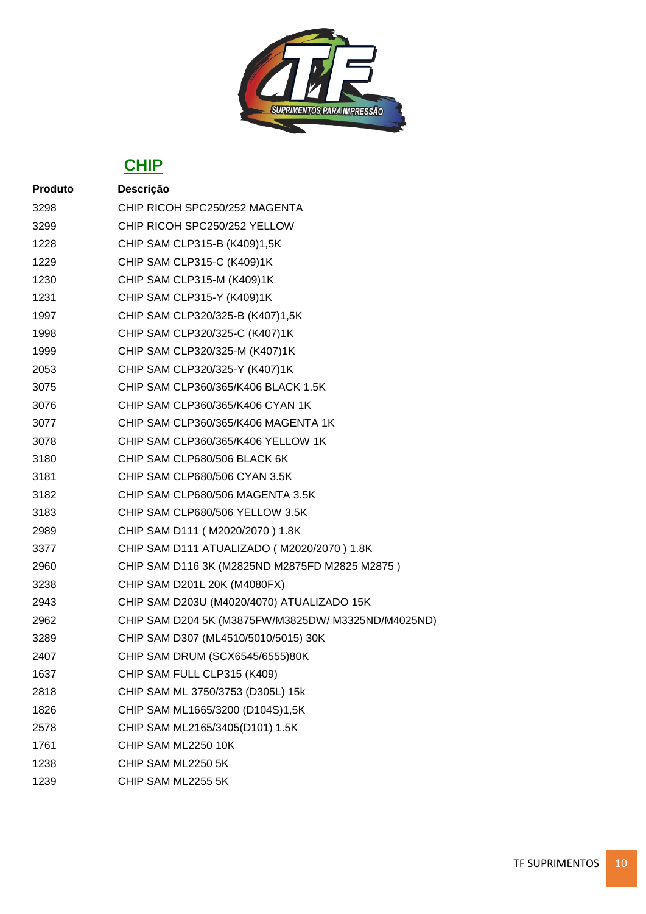## CHIP

| Produto | Descrição |
|---|---|
| 3298 | CHIP RICOH SPC250/252 MAGENTA |
| 3299 | CHIP RICOH SPC250/252 YELLOW |
| 1228 | CHIP SAM CLP315-B (K409)1,5K |
| 1229 | CHIP SAM CLP315-C (K409)1K |
| 1230 | CHIP SAM CLP315-M (K409)1K |
| 1231 | CHIP SAM CLP315-Y (K409)1K |
| 1997 | CHIP SAM CLP320/325-B (K407)1,5K |
| 1998 | CHIP SAM CLP320/325-C (K407)1K |
| 1999 | CHIP SAM CLP320/325-M (K407)1K |
| 2053 | CHIP SAM CLP320/325-Y (K407)1K |
| 3075 | CHIP SAM CLP360/365/K406 BLACK 1.5K |
| 3076 | CHIP SAM CLP360/365/K406 CYAN 1K |
| 3077 | CHIP SAM CLP360/365/K406 MAGENTA 1K |
| 3078 | CHIP SAM CLP360/365/K406 YELLOW 1K |
| 3180 | CHIP SAM CLP680/506 BLACK 6K |
| 3181 | CHIP SAM CLP680/506 CYAN 3.5K |
| 3182 | CHIP SAM CLP680/506 MAGENTA 3.5K |
| 3183 | CHIP SAM CLP680/506 YELLOW 3.5K |
| 2989 | CHIP SAM D111 ( M2020/2070 ) 1.8K |
| 3377 | CHIP SAM D111 ATUALIZADO ( M2020/2070 ) 1.8K |
| 2960 | CHIP SAM D116 3K (M2825ND M2875FD M2825 M2875 ) |
| 3238 | CHIP SAM D201L 20K (M4080FX) |
| 2943 | CHIP SAM D203U (M4020/4070) ATUALIZADO 15K |
| 2962 | CHIP SAM D204 5K (M3875FW/M3825DW/ M3325ND/M4025ND) |
| 3289 | CHIP SAM D307 (ML4510/5010/5015) 30K |
| 2407 | CHIP SAM DRUM (SCX6545/6555)80K |
| 1637 | CHIP SAM FULL CLP315 (K409) |
| 2818 | CHIP SAM ML 3750/3753 (D305L) 15k |
| 1826 | CHIP SAM ML1665/3200 (D104S)1,5K |
| 2578 | CHIP SAM ML2165/3405(D101) 1.5K |
| 1761 | CHIP SAM ML2250 10K |
| 1238 | CHIP SAM ML2250 5K |
| 1239 | CHIP SAM ML2255 5K |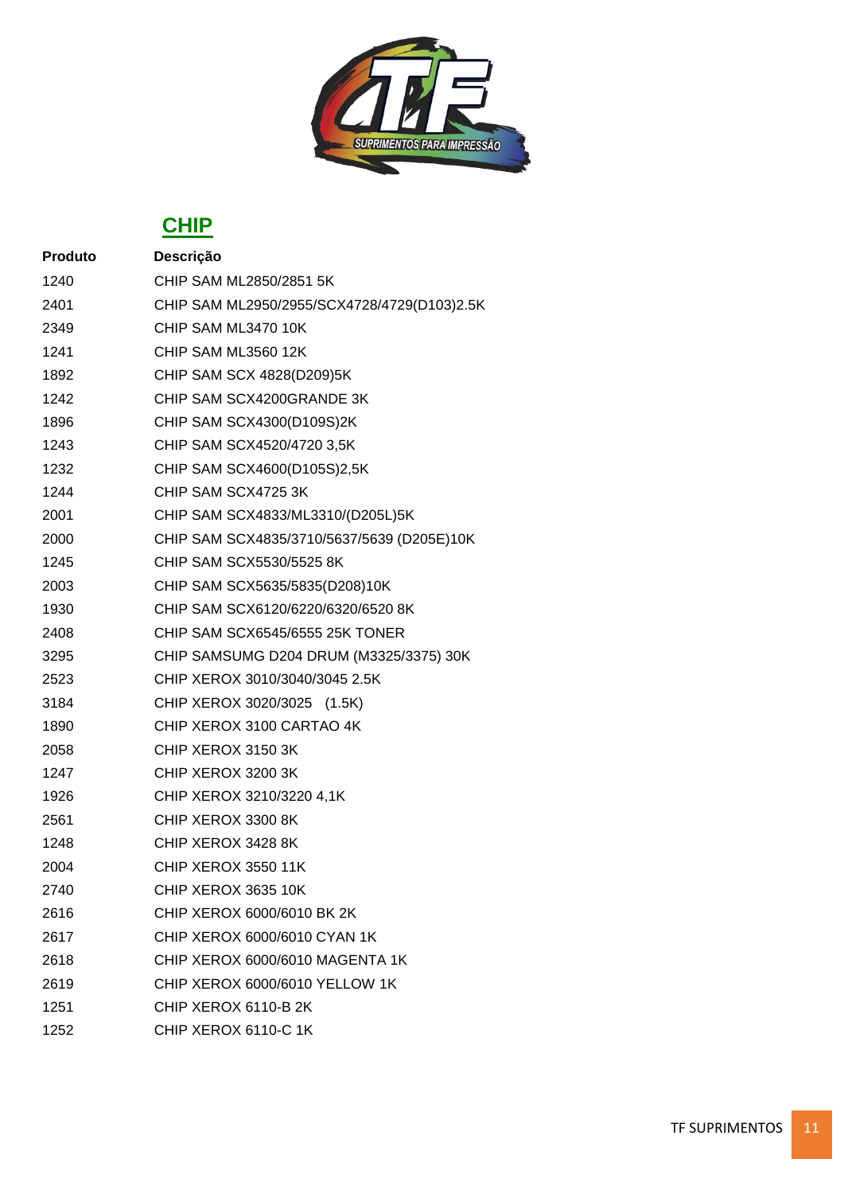## CHIP

| Produto | Descrição |
|---|---|
| 1240 | CHIP SAM ML2850/2851 5K |
| 2401 | CHIP SAM ML2950/2955/SCX4728/4729(D103)2.5K |
| 2349 | CHIP SAM ML3470 10K |
| 1241 | CHIP SAM ML3560 12K |
| 1892 | CHIP SAM SCX 4828(D209)5K |
| 1242 | CHIP SAM SCX4200GRANDE 3K |
| 1896 | CHIP SAM SCX4300(D109S)2K |
| 1243 | CHIP SAM SCX4520/4720 3,5K |
| 1232 | CHIP SAM SCX4600(D105S)2,5K |
| 1244 | CHIP SAM SCX4725 3K |
| 2001 | CHIP SAM SCX4833/ML3310/(D205L)5K |
| 2000 | CHIP SAM SCX4835/3710/5637/5639 (D205E)10K |
| 1245 | CHIP SAM SCX5530/5525 8K |
| 2003 | CHIP SAM SCX5635/5835(D208)10K |
| 1930 | CHIP SAM SCX6120/6220/6320/6520 8K |
| 2408 | CHIP SAM SCX6545/6555 25K TONER |
| 3295 | CHIP SAMSUMG D204 DRUM (M3325/3375) 30K |
| 2523 | CHIP XEROX 3010/3040/3045 2.5K |
| 3184 | CHIP XEROX 3020/3025 (1.5K) |
| 1890 | CHIP XEROX 3100 CARTAO 4K |
| 2058 | CHIP XEROX 3150 3K |
| 1247 | CHIP XEROX 3200 3K |
| 1926 | CHIP XEROX 3210/3220 4,1K |
| 2561 | CHIP XEROX 3300 8K |
| 1248 | CHIP XEROX 3428 8K |
| 2004 | CHIP XEROX 3550 11K |
| 2740 | CHIP XEROX 3635 10K |
| 2616 | CHIP XEROX 6000/6010 BK 2K |
| 2617 | CHIP XEROX 6000/6010 CYAN 1K |
| 2618 | CHIP XEROX 6000/6010 MAGENTA 1K |
| 2619 | CHIP XEROX 6000/6010 YELLOW 1K |
| 1251 | CHIP XEROX 6110-B 2K |
| 1252 | CHIP XEROX 6110-C 1K |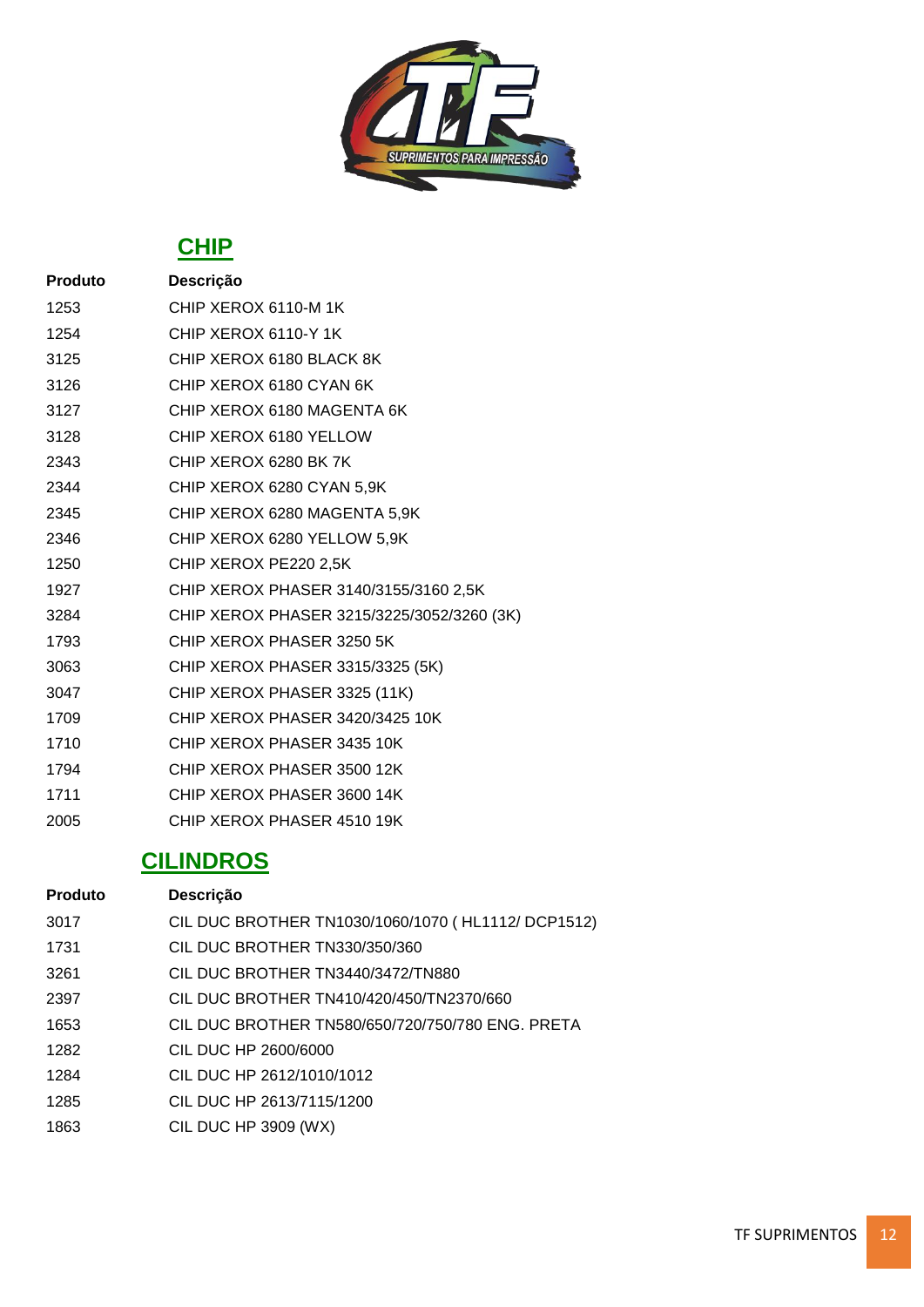## CHIP

| Produto | Descrição |
|---|---|
| 1253 | CHIP XEROX 6110-M 1K |
| 1254 | CHIP XEROX 6110-Y 1K |
| 3125 | CHIP XEROX 6180 BLACK 8K |
| 3126 | CHIP XEROX 6180 CYAN 6K |
| 3127 | CHIP XEROX 6180 MAGENTA 6K |
| 3128 | CHIP XEROX 6180 YELLOW |
| 2343 | CHIP XEROX 6280 BK 7K |
| 2344 | CHIP XEROX 6280 CYAN 5,9K |
| 2345 | CHIP XEROX 6280 MAGENTA 5,9K |
| 2346 | CHIP XEROX 6280 YELLOW 5,9K |
| 1250 | CHIP XEROX PE220 2,5K |
| 1927 | CHIP XEROX PHASER 3140/3155/3160 2,5K |
| 3284 | CHIP XEROX PHASER 3215/3225/3052/3260 (3K) |
| 1793 | CHIP XEROX PHASER 3250 5K |
| 3063 | CHIP XEROX PHASER 3315/3325 (5K) |
| 3047 | CHIP XEROX PHASER 3325 (11K) |
| 1709 | CHIP XEROX PHASER 3420/3425 10K |
| 1710 | CHIP XEROX PHASER 3435 10K |
| 1794 | CHIP XEROX PHASER 3500 12K |
| 1711 | CHIP XEROX PHASER 3600 14K |
| 2005 | CHIP XEROX PHASER 4510 19K |

## CILINDROS

| Produto | Descrição |
|---|---|
| 3017 | CIL DUC BROTHER TN1030/1060/1070 ( HL1112/ DCP1512) |
| 1731 | CIL DUC BROTHER TN330/350/360 |
| 3261 | CIL DUC BROTHER TN3440/3472/TN880 |
| 2397 | CIL DUC BROTHER TN410/420/450/TN2370/660 |
| 1653 | CIL DUC BROTHER TN580/650/720/750/780 ENG. PRETA |
| 1282 | CIL DUC HP 2600/6000 |
| 1284 | CIL DUC HP 2612/1010/1012 |
| 1285 | CIL DUC HP 2613/7115/1200 |
| 1863 | CIL DUC HP 3909 (WX) |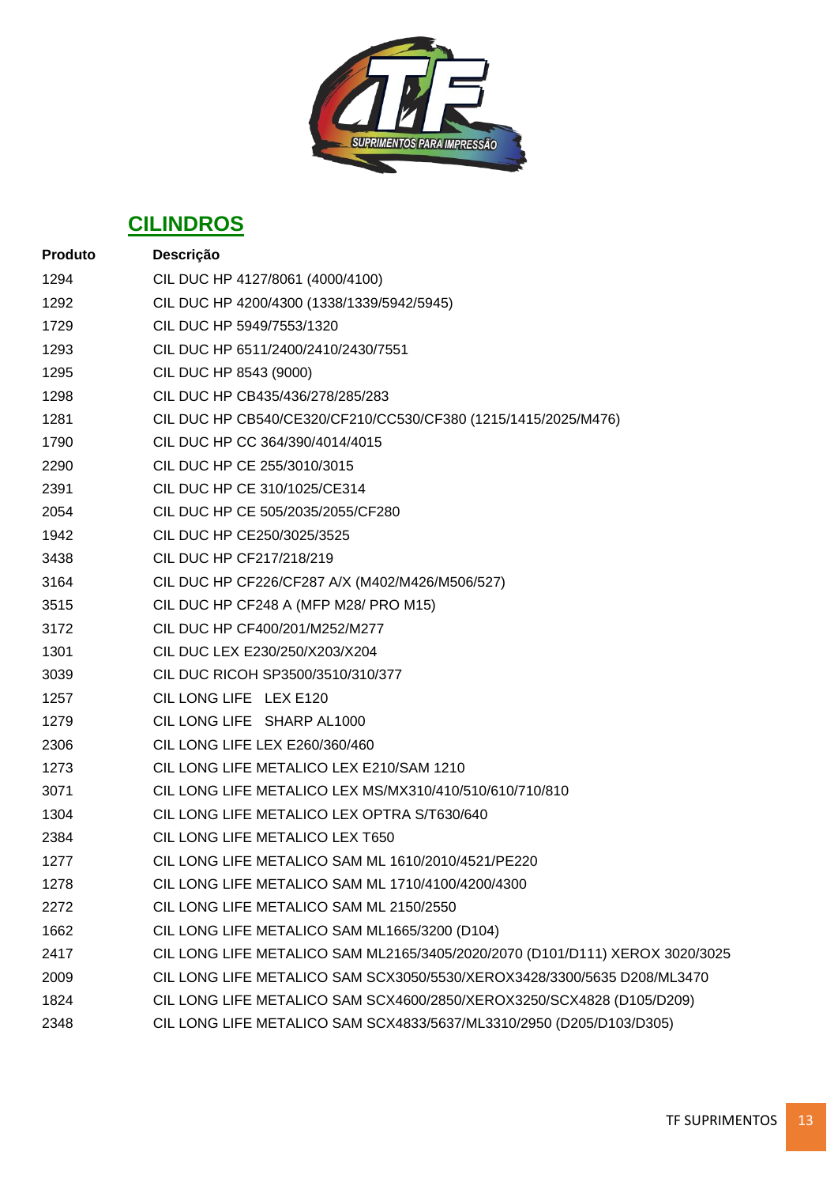## CILINDROS

| Produto | Descrição |
|---|---|
| 1294 | CIL DUC HP 4127/8061 (4000/4100) |
| 1292 | CIL DUC HP 4200/4300 (1338/1339/5942/5945) |
| 1729 | CIL DUC HP 5949/7553/1320 |
| 1293 | CIL DUC HP 6511/2400/2410/2430/7551 |
| 1295 | CIL DUC HP 8543 (9000) |
| 1298 | CIL DUC HP CB435/436/278/285/283 |
| 1281 | CIL DUC HP CB540/CE320/CF210/CC530/CF380 (1215/1415/2025/M476) |
| 1790 | CIL DUC HP CC 364/390/4014/4015 |
| 2290 | CIL DUC HP CE 255/3010/3015 |
| 2391 | CIL DUC HP CE 310/1025/CE314 |
| 2054 | CIL DUC HP CE 505/2035/2055/CF280 |
| 1942 | CIL DUC HP CE250/3025/3525 |
| 3438 | CIL DUC HP CF217/218/219 |
| 3164 | CIL DUC HP CF226/CF287 A/X (M402/M426/M506/527) |
| 3515 | CIL DUC HP CF248 A (MFP M28/ PRO M15) |
| 3172 | CIL DUC HP CF400/201/M252/M277 |
| 1301 | CIL DUC LEX E230/250/X203/X204 |
| 3039 | CIL DUC RICOH SP3500/3510/310/377 |
| 1257 | CIL LONG LIFE LEX E120 |
| 1279 | CIL LONG LIFE SHARP AL1000 |
| 2306 | CIL LONG LIFE LEX E260/360/460 |
| 1273 | CIL LONG LIFE METALICO LEX E210/SAM 1210 |
| 3071 | CIL LONG LIFE METALICO LEX MS/MX310/410/510/610/710/810 |
| 1304 | CIL LONG LIFE METALICO LEX OPTRA S/T630/640 |
| 2384 | CIL LONG LIFE METALICO LEX T650 |
| 1277 | CIL LONG LIFE METALICO SAM ML 1610/2010/4521/PE220 |
| 1278 | CIL LONG LIFE METALICO SAM ML 1710/4100/4200/4300 |
| 2272 | CIL LONG LIFE METALICO SAM ML 2150/2550 |
| 1662 | CIL LONG LIFE METALICO SAM ML1665/3200 (D104) |
| 2417 | CIL LONG LIFE METALICO SAM ML2165/3405/2020/2070 (D101/D111) XEROX 3020/3025 |
| 2009 | CIL LONG LIFE METALICO SAM SCX3050/5530/XEROX3428/3300/5635 D208/ML3470 |
| 1824 | CIL LONG LIFE METALICO SAM SCX4600/2850/XEROX3250/SCX4828 (D105/D209) |
| 2348 | CIL LONG LIFE METALICO SAM SCX4833/5637/ML3310/2950 (D205/D103/D305) |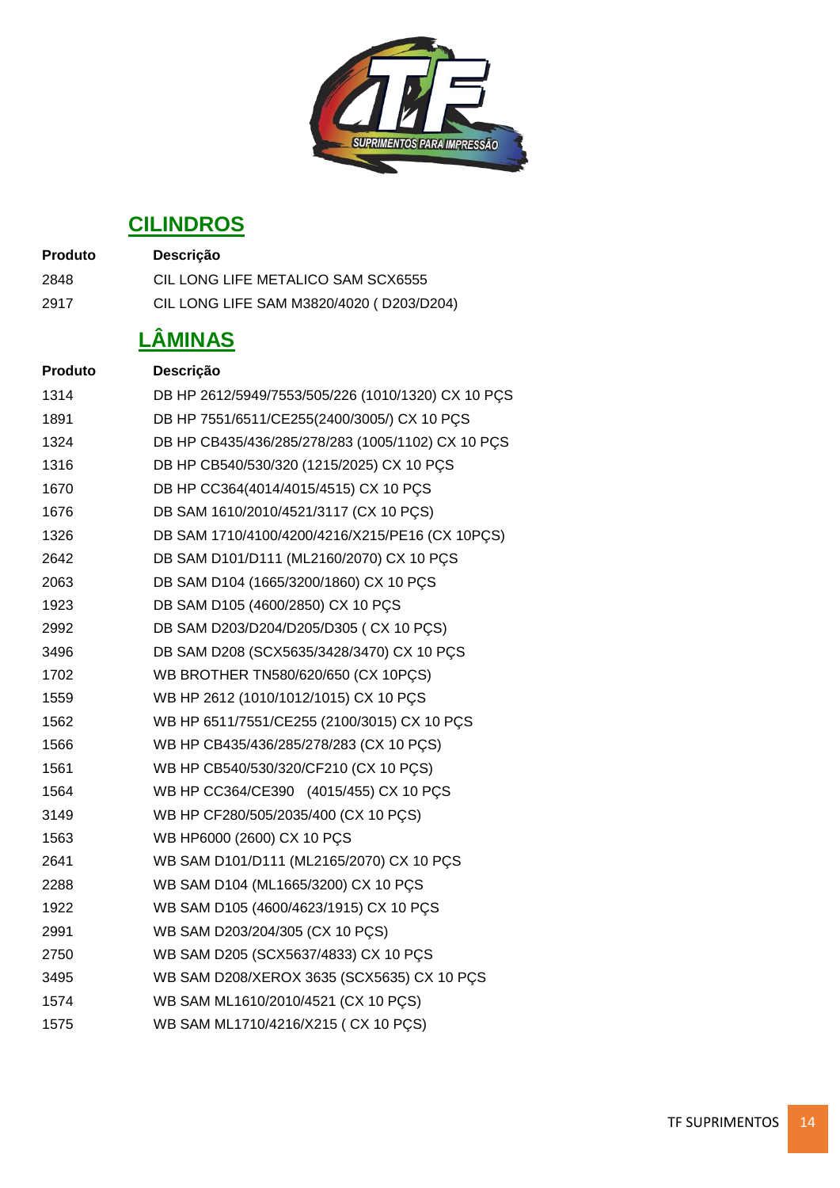## CILINDROS

| Produto | Descrição |
|---|---|
| 2848 | CIL LONG LIFE METALICO SAM SCX6555 |
| 2917 | CIL LONG LIFE SAM M3820/4020 ( D203/D204) |

## LÂMINAS

| Produto | Descrição |
|---|---|
| 1314 | DB HP 2612/5949/7553/505/226 (1010/1320) CX 10 PÇS |
| 1891 | DB HP 7551/6511/CE255(2400/3005/) CX 10 PÇS |
| 1324 | DB HP CB435/436/285/278/283 (1005/1102) CX 10 PÇS |
| 1316 | DB HP CB540/530/320 (1215/2025) CX 10 PÇS |
| 1670 | DB HP CC364(4014/4015/4515) CX 10 PÇS |
| 1676 | DB SAM 1610/2010/4521/3117 (CX 10 PÇS) |
| 1326 | DB SAM 1710/4100/4200/4216/X215/PE16 (CX 10PÇS) |
| 2642 | DB SAM D101/D111 (ML2160/2070) CX 10 PÇS |
| 2063 | DB SAM D104 (1665/3200/1860) CX 10 PÇS |
| 1923 | DB SAM D105 (4600/2850) CX 10 PÇS |
| 2992 | DB SAM D203/D204/D205/D305 ( CX 10 PÇS) |
| 3496 | DB SAM D208 (SCX5635/3428/3470) CX 10 PÇS |
| 1702 | WB BROTHER TN580/620/650 (CX 10PÇS) |
| 1559 | WB HP 2612 (1010/1012/1015) CX 10 PÇS |
| 1562 | WB HP 6511/7551/CE255 (2100/3015) CX 10 PÇS |
| 1566 | WB HP CB435/436/285/278/283 (CX 10 PÇS) |
| 1561 | WB HP CB540/530/320/CF210 (CX 10 PÇS) |
| 1564 | WB HP CC364/CE390 (4015/455) CX 10 PÇS |
| 3149 | WB HP CF280/505/2035/400 (CX 10 PÇS) |
| 1563 | WB HP6000 (2600) CX 10 PÇS |
| 2641 | WB SAM D101/D111 (ML2165/2070) CX 10 PÇS |
| 2288 | WB SAM D104 (ML1665/3200) CX 10 PÇS |
| 1922 | WB SAM D105 (4600/4623/1915) CX 10 PÇS |
| 2991 | WB SAM D203/204/305 (CX 10 PÇS) |
| 2750 | WB SAM D205 (SCX5637/4833) CX 10 PÇS |
| 3495 | WB SAM D208/XEROX 3635 (SCX5635) CX 10 PÇS |
| 1574 | WB SAM ML1610/2010/4521 (CX 10 PÇS) |
| 1575 | WB SAM ML1710/4216/X215 ( CX 10 PÇS) |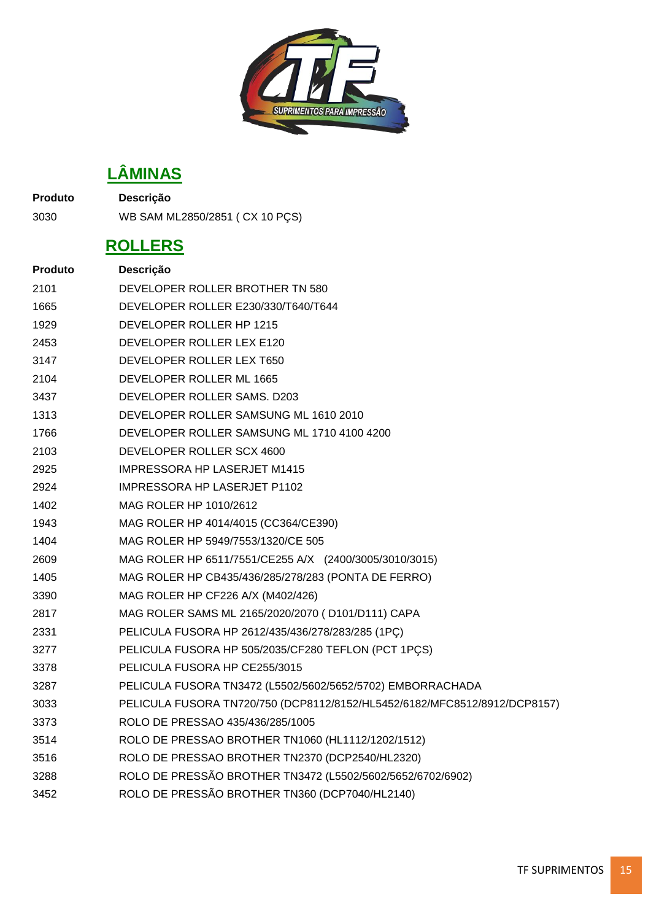## LÂMINAS

| Produto | Descrição |
|---|---|
| 3030 | WB SAM ML2850/2851 ( CX 10 PÇS) |

## ROLLERS

| Produto | Descrição |
|---|---|
| 2101 | DEVELOPER ROLLER BROTHER TN 580 |
| 1665 | DEVELOPER ROLLER E230/330/T640/T644 |
| 1929 | DEVELOPER ROLLER HP 1215 |
| 2453 | DEVELOPER ROLLER LEX E120 |
| 3147 | DEVELOPER ROLLER LEX T650 |
| 2104 | DEVELOPER ROLLER ML 1665 |
| 3437 | DEVELOPER ROLLER SAMS. D203 |
| 1313 | DEVELOPER ROLLER SAMSUNG ML 1610 2010 |
| 1766 | DEVELOPER ROLLER SAMSUNG ML 1710 4100 4200 |
| 2103 | DEVELOPER ROLLER SCX 4600 |
| 2925 | IMPRESSORA HP LASERJET M1415 |
| 2924 | IMPRESSORA HP LASERJET P1102 |
| 1402 | MAG ROLER HP 1010/2612 |
| 1943 | MAG ROLER HP 4014/4015 (CC364/CE390) |
| 1404 | MAG ROLER HP 5949/7553/1320/CE 505 |
| 2609 | MAG ROLER HP 6511/7551/CE255 A/X (2400/3005/3010/3015) |
| 1405 | MAG ROLER HP CB435/436/285/278/283 (PONTA DE FERRO) |
| 3390 | MAG ROLER HP CF226 A/X (M402/426) |
| 2817 | MAG ROLER SAMS ML 2165/2020/2070 ( D101/D111) CAPA |
| 2331 | PELICULA FUSORA HP 2612/435/436/278/283/285 (1PÇ) |
| 3277 | PELICULA FUSORA HP 505/2035/CF280 TEFLON (PCT 1PÇS) |
| 3378 | PELICULA FUSORA HP CE255/3015 |
| 3287 | PELICULA FUSORA TN3472 (L5502/5602/5652/5702) EMBORRACHADA |
| 3033 | PELICULA FUSORA TN720/750 (DCP8112/8152/HL5452/6182/MFC8512/8912/DCP8157) |
| 3373 | ROLO DE PRESSAO 435/436/285/1005 |
| 3514 | ROLO DE PRESSAO BROTHER TN1060 (HL1112/1202/1512) |
| 3516 | ROLO DE PRESSAO BROTHER TN2370 (DCP2540/HL2320) |
| 3288 | ROLO DE PRESSÃO BROTHER TN3472 (L5502/5602/5652/6702/6902) |
| 3452 | ROLO DE PRESSÃO BROTHER TN360 (DCP7040/HL2140) |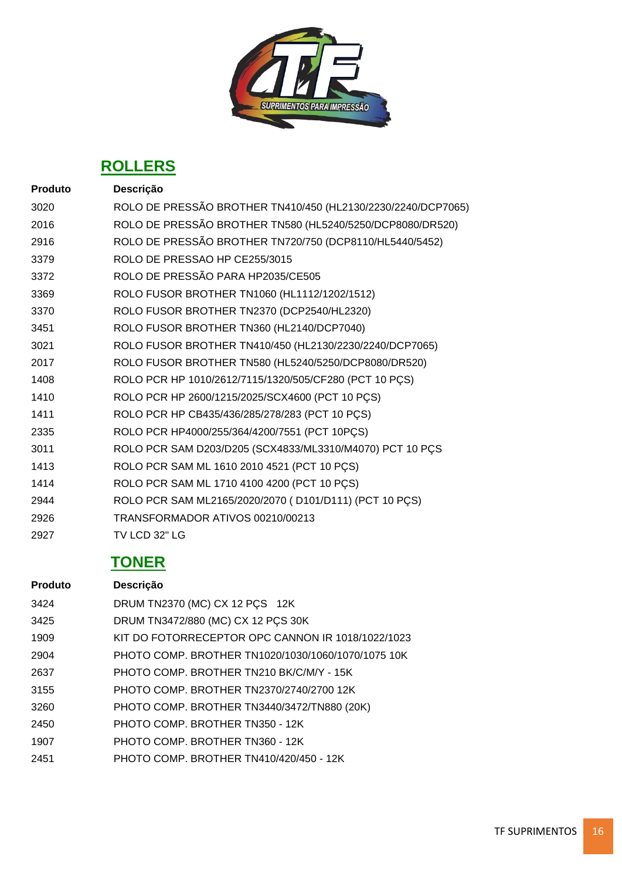## ROLLERS

| Produto | Descrição |
|---|---|
| 3020 | ROLO DE PRESSÃO BROTHER TN410/450 (HL2130/2230/2240/DCP7065) |
| 2016 | ROLO DE PRESSÃO BROTHER TN580 (HL5240/5250/DCP8080/DR520) |
| 2916 | ROLO DE PRESSÃO BROTHER TN720/750 (DCP8110/HL5440/5452) |
| 3379 | ROLO DE PRESSAO HP CE255/3015 |
| 3372 | ROLO DE PRESSÃO PARA HP2035/CE505 |
| 3369 | ROLO FUSOR BROTHER TN1060 (HL1112/1202/1512) |
| 3370 | ROLO FUSOR BROTHER TN2370 (DCP2540/HL2320) |
| 3451 | ROLO FUSOR BROTHER TN360 (HL2140/DCP7040) |
| 3021 | ROLO FUSOR BROTHER TN410/450 (HL2130/2230/2240/DCP7065) |
| 2017 | ROLO FUSOR BROTHER TN580 (HL5240/5250/DCP8080/DR520) |
| 1408 | ROLO PCR HP 1010/2612/7115/1320/505/CF280 (PCT 10 PÇS) |
| 1410 | ROLO PCR HP 2600/1215/2025/SCX4600 (PCT 10 PÇS) |
| 1411 | ROLO PCR HP CB435/436/285/278/283 (PCT 10 PÇS) |
| 2335 | ROLO PCR HP4000/255/364/4200/7551 (PCT 10PÇS) |
| 3011 | ROLO PCR SAM D203/D205 (SCX4833/ML3310/M4070) PCT 10 PÇS |
| 1413 | ROLO PCR SAM ML 1610 2010 4521 (PCT 10 PÇS) |
| 1414 | ROLO PCR SAM ML 1710 4100 4200 (PCT 10 PÇS) |
| 2944 | ROLO PCR SAM ML2165/2020/2070 ( D101/D111) (PCT 10 PÇS) |
| 2926 | TRANSFORMADOR ATIVOS 00210/00213 |
| 2927 | TV LCD 32" LG |

## TONER

| Produto | Descrição |
|---|---|
| 3424 | DRUM TN2370 (MC) CX 12 PÇS 12K |
| 3425 | DRUM TN3472/880 (MC) CX 12 PÇS 30K |
| 1909 | KIT DO FOTORRECEPTOR OPC CANNON IR 1018/1022/1023 |
| 2904 | PHOTO COMP. BROTHER TN1020/1030/1060/1070/1075 10K |
| 2637 | PHOTO COMP. BROTHER TN210 BK/C/M/Y - 15K |
| 3155 | PHOTO COMP. BROTHER TN2370/2740/2700 12K |
| 3260 | PHOTO COMP. BROTHER TN3440/3472/TN880 (20K) |
| 2450 | PHOTO COMP. BROTHER TN350 - 12K |
| 1907 | PHOTO COMP. BROTHER TN360 - 12K |
| 2451 | PHOTO COMP. BROTHER TN410/420/450 - 12K |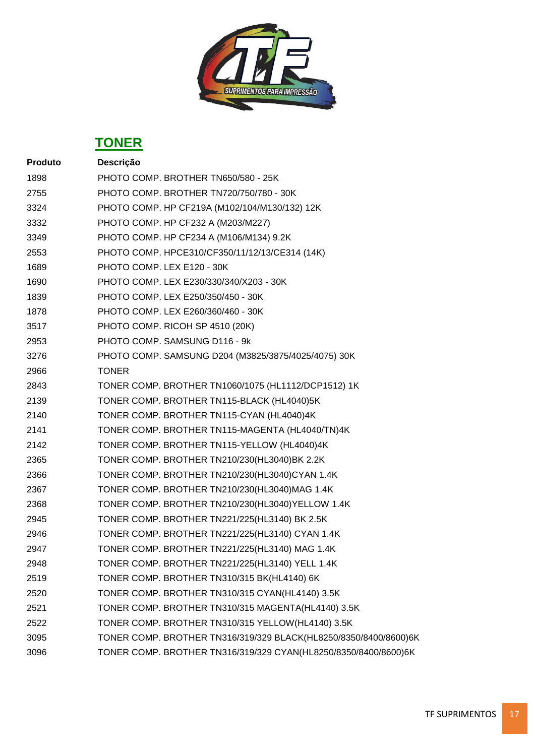## TONER

| Produto | Descrição |
|---|---|
| 1898 | PHOTO COMP. BROTHER TN650/580 - 25K |
| 2755 | PHOTO COMP. BROTHER TN720/750/780 - 30K |
| 3324 | PHOTO COMP. HP CF219A (M102/104/M130/132) 12K |
| 3332 | PHOTO COMP. HP CF232 A (M203/M227) |
| 3349 | PHOTO COMP. HP CF234 A (M106/M134) 9.2K |
| 2553 | PHOTO COMP. HPCE310/CF350/11/12/13/CE314 (14K) |
| 1689 | PHOTO COMP. LEX E120 - 30K |
| 1690 | PHOTO COMP. LEX E230/330/340/X203 - 30K |
| 1839 | PHOTO COMP. LEX E250/350/450 - 30K |
| 1878 | PHOTO COMP. LEX E260/360/460 - 30K |
| 3517 | PHOTO COMP. RICOH SP 4510 (20K) |
| 2953 | PHOTO COMP. SAMSUNG D116 - 9k |
| 3276 | PHOTO COMP. SAMSUNG D204 (M3825/3875/4025/4075) 30K |
| 2966 | TONER |
| 2843 | TONER COMP. BROTHER TN1060/1075 (HL1112/DCP1512) 1K |
| 2139 | TONER COMP. BROTHER TN115-BLACK (HL4040)5K |
| 2140 | TONER COMP. BROTHER TN115-CYAN (HL4040)4K |
| 2141 | TONER COMP. BROTHER TN115-MAGENTA (HL4040/TN)4K |
| 2142 | TONER COMP. BROTHER TN115-YELLOW (HL4040)4K |
| 2365 | TONER COMP. BROTHER TN210/230(HL3040)BK 2.2K |
| 2366 | TONER COMP. BROTHER TN210/230(HL3040)CYAN 1.4K |
| 2367 | TONER COMP. BROTHER TN210/230(HL3040)MAG 1.4K |
| 2368 | TONER COMP. BROTHER TN210/230(HL3040)YELLOW 1.4K |
| 2945 | TONER COMP. BROTHER TN221/225(HL3140) BK 2.5K |
| 2946 | TONER COMP. BROTHER TN221/225(HL3140) CYAN 1.4K |
| 2947 | TONER COMP. BROTHER TN221/225(HL3140) MAG 1.4K |
| 2948 | TONER COMP. BROTHER TN221/225(HL3140) YELL 1.4K |
| 2519 | TONER COMP. BROTHER TN310/315 BK(HL4140) 6K |
| 2520 | TONER COMP. BROTHER TN310/315 CYAN(HL4140) 3.5K |
| 2521 | TONER COMP. BROTHER TN310/315 MAGENTA(HL4140) 3.5K |
| 2522 | TONER COMP. BROTHER TN310/315 YELLOW(HL4140) 3.5K |
| 3095 | TONER COMP. BROTHER TN316/319/329 BLACK(HL8250/8350/8400/8600)6K |
| 3096 | TONER COMP. BROTHER TN316/319/329 CYAN(HL8250/8350/8400/8600)6K |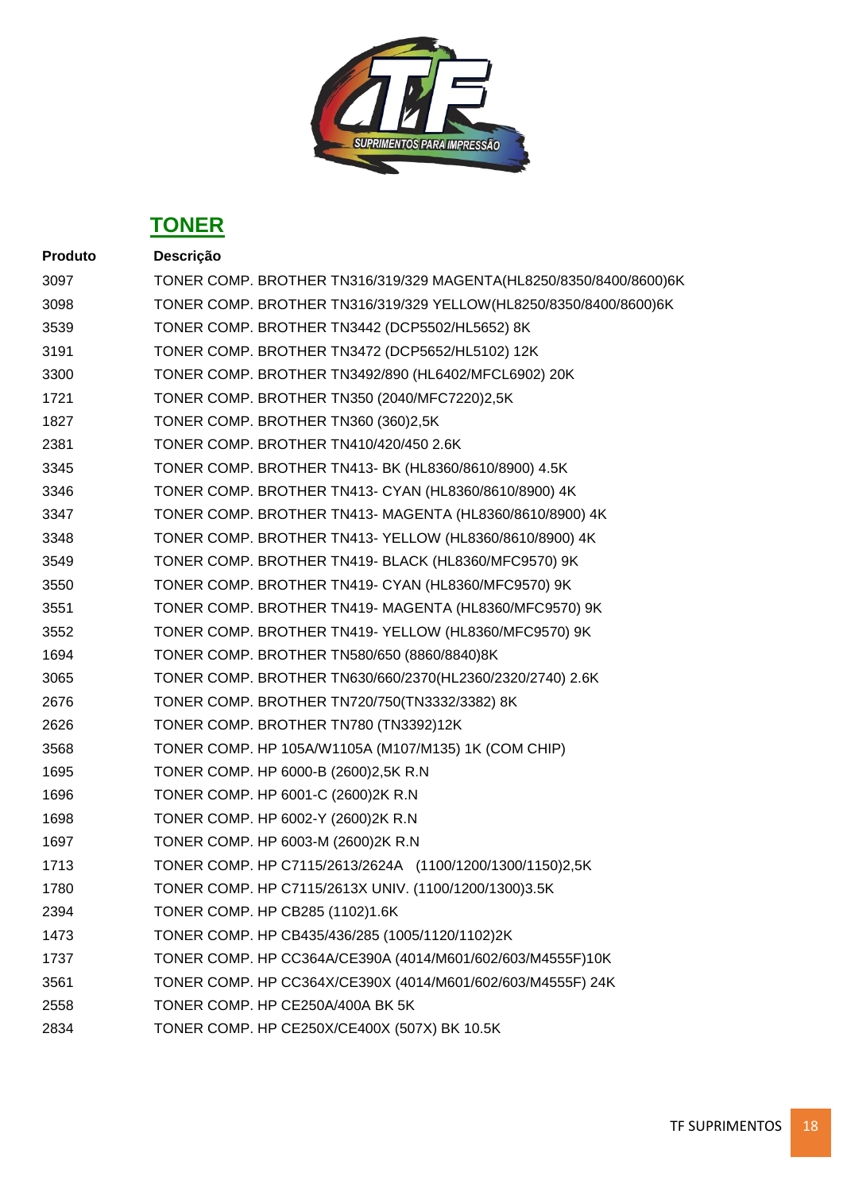## TONER

| Produto | Descrição |
|---|---|
| 3097 | TONER COMP. BROTHER TN316/319/329 MAGENTA(HL8250/8350/8400/8600)6K |
| 3098 | TONER COMP. BROTHER TN316/319/329 YELLOW(HL8250/8350/8400/8600)6K |
| 3539 | TONER COMP. BROTHER TN3442 (DCP5502/HL5652) 8K |
| 3191 | TONER COMP. BROTHER TN3472 (DCP5652/HL5102) 12K |
| 3300 | TONER COMP. BROTHER TN3492/890 (HL6402/MFCL6902) 20K |
| 1721 | TONER COMP. BROTHER TN350 (2040/MFC7220)2,5K |
| 1827 | TONER COMP. BROTHER TN360 (360)2,5K |
| 2381 | TONER COMP. BROTHER TN410/420/450 2.6K |
| 3345 | TONER COMP. BROTHER TN413- BK (HL8360/8610/8900) 4.5K |
| 3346 | TONER COMP. BROTHER TN413- CYAN (HL8360/8610/8900) 4K |
| 3347 | TONER COMP. BROTHER TN413- MAGENTA (HL8360/8610/8900) 4K |
| 3348 | TONER COMP. BROTHER TN413- YELLOW (HL8360/8610/8900) 4K |
| 3549 | TONER COMP. BROTHER TN419- BLACK (HL8360/MFC9570) 9K |
| 3550 | TONER COMP. BROTHER TN419- CYAN (HL8360/MFC9570) 9K |
| 3551 | TONER COMP. BROTHER TN419- MAGENTA (HL8360/MFC9570) 9K |
| 3552 | TONER COMP. BROTHER TN419- YELLOW (HL8360/MFC9570) 9K |
| 1694 | TONER COMP. BROTHER TN580/650 (8860/8840)8K |
| 3065 | TONER COMP. BROTHER TN630/660/2370(HL2360/2320/2740) 2.6K |
| 2676 | TONER COMP. BROTHER TN720/750(TN3332/3382) 8K |
| 2626 | TONER COMP. BROTHER TN780 (TN3392)12K |
| 3568 | TONER COMP. HP 105A/W1105A (M107/M135) 1K (COM CHIP) |
| 1695 | TONER COMP. HP 6000-B (2600)2,5K R.N |
| 1696 | TONER COMP. HP 6001-C (2600)2K R.N |
| 1698 | TONER COMP. HP 6002-Y (2600)2K R.N |
| 1697 | TONER COMP. HP 6003-M (2600)2K R.N |
| 1713 | TONER COMP. HP C7115/2613/2624A (1100/1200/1300/1150)2,5K |
| 1780 | TONER COMP. HP C7115/2613X UNIV. (1100/1200/1300)3.5K |
| 2394 | TONER COMP. HP CB285 (1102)1.6K |
| 1473 | TONER COMP. HP CB435/436/285 (1005/1120/1102)2K |
| 1737 | TONER COMP. HP CC364A/CE390A (4014/M601/602/603/M4555F)10K |
| 3561 | TONER COMP. HP CC364X/CE390X (4014/M601/602/603/M4555F) 24K |
| 2558 | TONER COMP. HP CE250A/400A BK 5K |
| 2834 | TONER COMP. HP CE250X/CE400X (507X) BK 10.5K |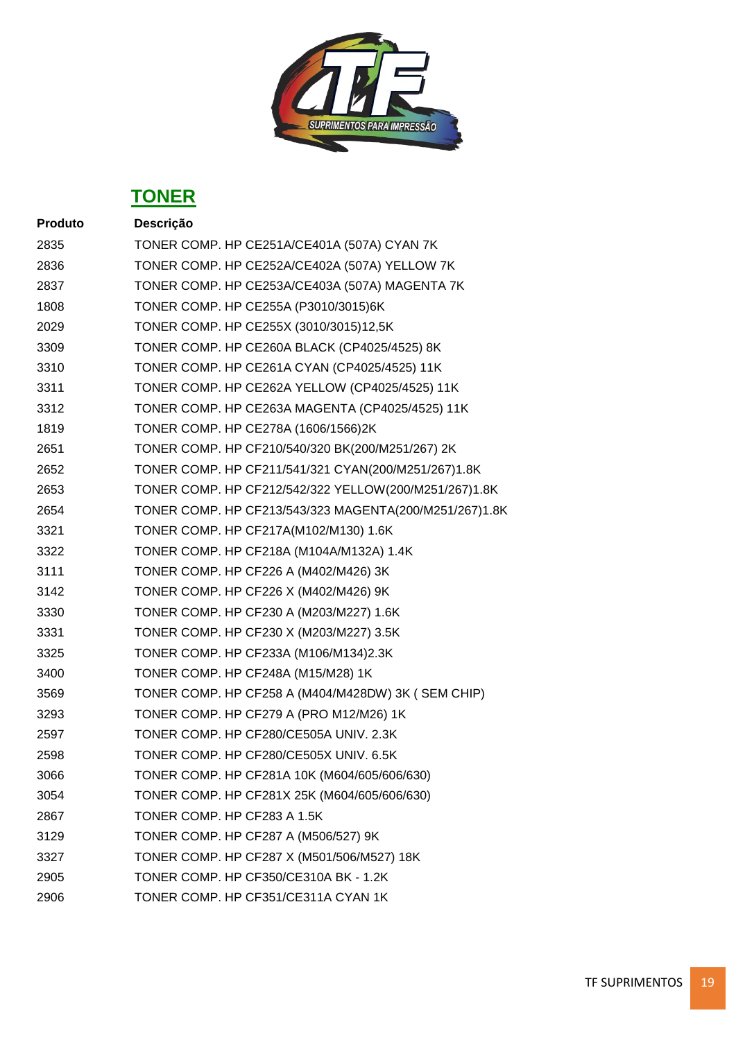## TONER

| Produto | Descrição |
|---|---|
| 2835 | TONER COMP. HP CE251A/CE401A (507A) CYAN 7K |
| 2836 | TONER COMP. HP CE252A/CE402A (507A) YELLOW 7K |
| 2837 | TONER COMP. HP CE253A/CE403A (507A) MAGENTA 7K |
| 1808 | TONER COMP. HP CE255A (P3010/3015)6K |
| 2029 | TONER COMP. HP CE255X (3010/3015)12,5K |
| 3309 | TONER COMP. HP CE260A BLACK (CP4025/4525) 8K |
| 3310 | TONER COMP. HP CE261A CYAN (CP4025/4525) 11K |
| 3311 | TONER COMP. HP CE262A YELLOW (CP4025/4525) 11K |
| 3312 | TONER COMP. HP CE263A MAGENTA (CP4025/4525) 11K |
| 1819 | TONER COMP. HP CE278A (1606/1566)2K |
| 2651 | TONER COMP. HP CF210/540/320 BK(200/M251/267) 2K |
| 2652 | TONER COMP. HP CF211/541/321 CYAN(200/M251/267)1.8K |
| 2653 | TONER COMP. HP CF212/542/322 YELLOW(200/M251/267)1.8K |
| 2654 | TONER COMP. HP CF213/543/323 MAGENTA(200/M251/267)1.8K |
| 3321 | TONER COMP. HP CF217A(M102/M130) 1.6K |
| 3322 | TONER COMP. HP CF218A (M104A/M132A) 1.4K |
| 3111 | TONER COMP. HP CF226 A (M402/M426) 3K |
| 3142 | TONER COMP. HP CF226 X (M402/M426) 9K |
| 3330 | TONER COMP. HP CF230 A (M203/M227) 1.6K |
| 3331 | TONER COMP. HP CF230 X (M203/M227) 3.5K |
| 3325 | TONER COMP. HP CF233A (M106/M134)2.3K |
| 3400 | TONER COMP. HP CF248A (M15/M28) 1K |
| 3569 | TONER COMP. HP CF258 A (M404/M428DW) 3K ( SEM CHIP) |
| 3293 | TONER COMP. HP CF279 A (PRO M12/M26) 1K |
| 2597 | TONER COMP. HP CF280/CE505A UNIV. 2.3K |
| 2598 | TONER COMP. HP CF280/CE505X UNIV. 6.5K |
| 3066 | TONER COMP. HP CF281A 10K (M604/605/606/630) |
| 3054 | TONER COMP. HP CF281X 25K (M604/605/606/630) |
| 2867 | TONER COMP. HP CF283 A 1.5K |
| 3129 | TONER COMP. HP CF287 A (M506/527) 9K |
| 3327 | TONER COMP. HP CF287 X (M501/506/M527) 18K |
| 2905 | TONER COMP. HP CF350/CE310A BK - 1.2K |
| 2906 | TONER COMP. HP CF351/CE311A CYAN 1K |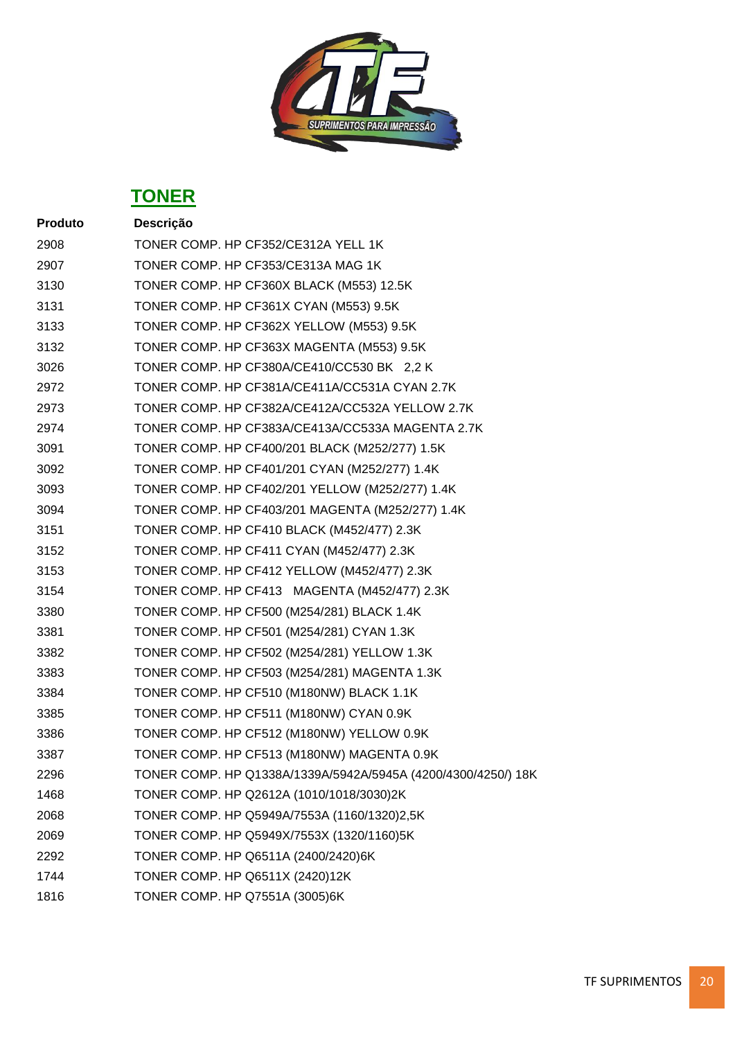## TONER

| Produto | Descrição |
|---|---|
| 2908 | TONER COMP. HP CF352/CE312A YELL 1K |
| 2907 | TONER COMP. HP CF353/CE313A MAG 1K |
| 3130 | TONER COMP. HP CF360X BLACK (M553) 12.5K |
| 3131 | TONER COMP. HP CF361X CYAN (M553) 9.5K |
| 3133 | TONER COMP. HP CF362X YELLOW (M553) 9.5K |
| 3132 | TONER COMP. HP CF363X MAGENTA (M553) 9.5K |
| 3026 | TONER COMP. HP CF380A/CE410/CC530 BK 2,2 K |
| 2972 | TONER COMP. HP CF381A/CE411A/CC531A CYAN 2.7K |
| 2973 | TONER COMP. HP CF382A/CE412A/CC532A YELLOW 2.7K |
| 2974 | TONER COMP. HP CF383A/CE413A/CC533A MAGENTA 2.7K |
| 3091 | TONER COMP. HP CF400/201 BLACK (M252/277) 1.5K |
| 3092 | TONER COMP. HP CF401/201 CYAN (M252/277) 1.4K |
| 3093 | TONER COMP. HP CF402/201 YELLOW (M252/277) 1.4K |
| 3094 | TONER COMP. HP CF403/201 MAGENTA (M252/277) 1.4K |
| 3151 | TONER COMP. HP CF410 BLACK (M452/477) 2.3K |
| 3152 | TONER COMP. HP CF411 CYAN (M452/477) 2.3K |
| 3153 | TONER COMP. HP CF412 YELLOW (M452/477) 2.3K |
| 3154 | TONER COMP. HP CF413 MAGENTA (M452/477) 2.3K |
| 3380 | TONER COMP. HP CF500 (M254/281) BLACK 1.4K |
| 3381 | TONER COMP. HP CF501 (M254/281) CYAN 1.3K |
| 3382 | TONER COMP. HP CF502 (M254/281) YELLOW 1.3K |
| 3383 | TONER COMP. HP CF503 (M254/281) MAGENTA 1.3K |
| 3384 | TONER COMP. HP CF510 (M180NW) BLACK 1.1K |
| 3385 | TONER COMP. HP CF511 (M180NW) CYAN 0.9K |
| 3386 | TONER COMP. HP CF512 (M180NW) YELLOW 0.9K |
| 3387 | TONER COMP. HP CF513 (M180NW) MAGENTA 0.9K |
| 2296 | TONER COMP. HP Q1338A/1339A/5942A/5945A (4200/4300/4250/) 18K |
| 1468 | TONER COMP. HP Q2612A (1010/1018/3030)2K |
| 2068 | TONER COMP. HP Q5949A/7553A (1160/1320)2,5K |
| 2069 | TONER COMP. HP Q5949X/7553X (1320/1160)5K |
| 2292 | TONER COMP. HP Q6511A (2400/2420)6K |
| 1744 | TONER COMP. HP Q6511X (2420)12K |
| 1816 | TONER COMP. HP Q7551A (3005)6K |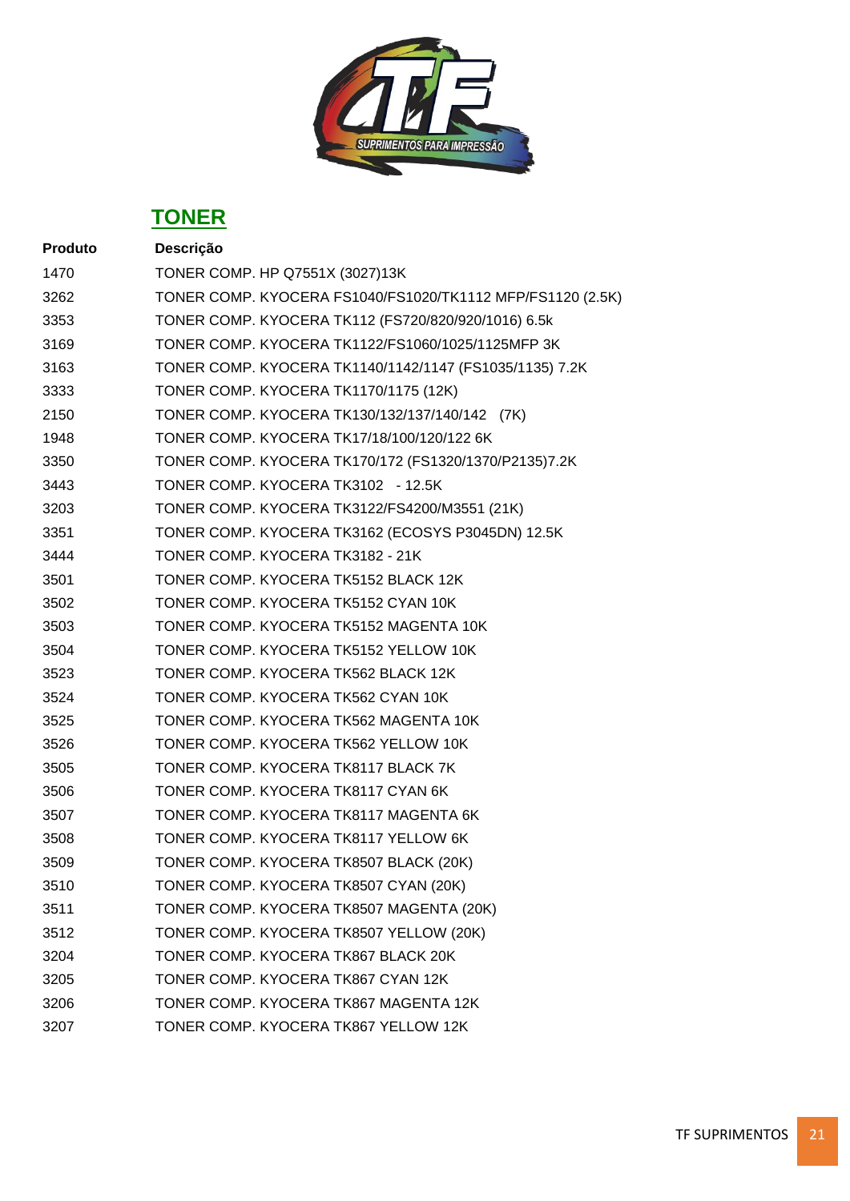## TONER

| Produto | Descrição |
|---|---|
| 1470 | TONER COMP. HP Q7551X (3027)13K |
| 3262 | TONER COMP. KYOCERA FS1040/FS1020/TK1112 MFP/FS1120 (2.5K) |
| 3353 | TONER COMP. KYOCERA TK112 (FS720/820/920/1016) 6.5k |
| 3169 | TONER COMP. KYOCERA TK1122/FS1060/1025/1125MFP 3K |
| 3163 | TONER COMP. KYOCERA TK1140/1142/1147 (FS1035/1135) 7.2K |
| 3333 | TONER COMP. KYOCERA TK1170/1175 (12K) |
| 2150 | TONER COMP. KYOCERA TK130/132/137/140/142 (7K) |
| 1948 | TONER COMP. KYOCERA TK17/18/100/120/122 6K |
| 3350 | TONER COMP. KYOCERA TK170/172 (FS1320/1370/P2135)7.2K |
| 3443 | TONER COMP. KYOCERA TK3102 - 12.5K |
| 3203 | TONER COMP. KYOCERA TK3122/FS4200/M3551 (21K) |
| 3351 | TONER COMP. KYOCERA TK3162 (ECOSYS P3045DN) 12.5K |
| 3444 | TONER COMP. KYOCERA TK3182 - 21K |
| 3501 | TONER COMP. KYOCERA TK5152 BLACK 12K |
| 3502 | TONER COMP. KYOCERA TK5152 CYAN 10K |
| 3503 | TONER COMP. KYOCERA TK5152 MAGENTA 10K |
| 3504 | TONER COMP. KYOCERA TK5152 YELLOW 10K |
| 3523 | TONER COMP. KYOCERA TK562 BLACK 12K |
| 3524 | TONER COMP. KYOCERA TK562 CYAN 10K |
| 3525 | TONER COMP. KYOCERA TK562 MAGENTA 10K |
| 3526 | TONER COMP. KYOCERA TK562 YELLOW 10K |
| 3505 | TONER COMP. KYOCERA TK8117 BLACK 7K |
| 3506 | TONER COMP. KYOCERA TK8117 CYAN 6K |
| 3507 | TONER COMP. KYOCERA TK8117 MAGENTA 6K |
| 3508 | TONER COMP. KYOCERA TK8117 YELLOW 6K |
| 3509 | TONER COMP. KYOCERA TK8507 BLACK (20K) |
| 3510 | TONER COMP. KYOCERA TK8507 CYAN (20K) |
| 3511 | TONER COMP. KYOCERA TK8507 MAGENTA (20K) |
| 3512 | TONER COMP. KYOCERA TK8507 YELLOW (20K) |
| 3204 | TONER COMP. KYOCERA TK867 BLACK 20K |
| 3205 | TONER COMP. KYOCERA TK867 CYAN 12K |
| 3206 | TONER COMP. KYOCERA TK867 MAGENTA 12K |
| 3207 | TONER COMP. KYOCERA TK867 YELLOW 12K |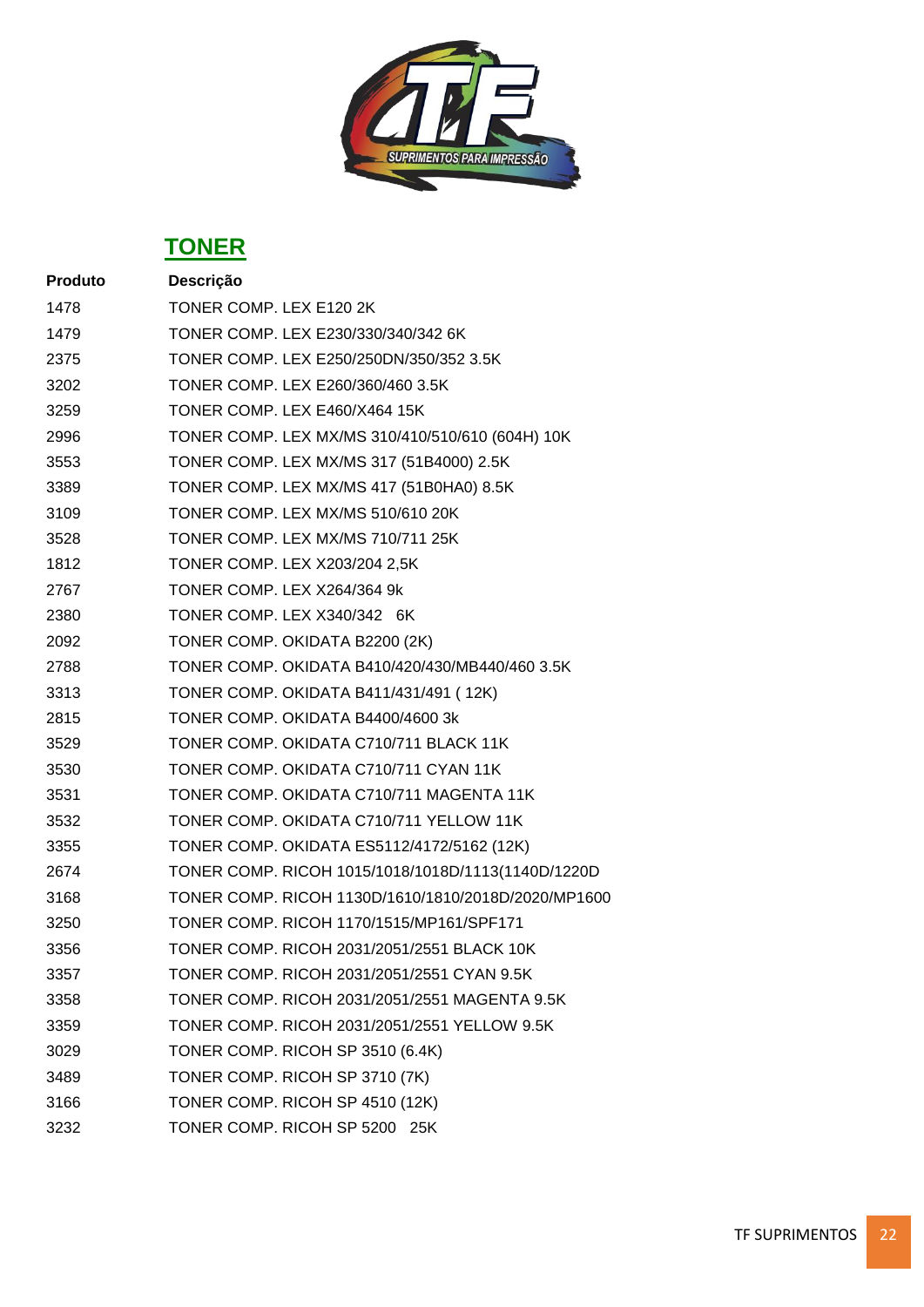## TONER

| Produto | Descrição |
| --- | --- |
| 1478 | TONER COMP. LEX E120 2K |
| 1479 | TONER COMP. LEX E230/330/340/342 6K |
| 2375 | TONER COMP. LEX E250/250DN/350/352 3.5K |
| 3202 | TONER COMP. LEX E260/360/460 3.5K |
| 3259 | TONER COMP. LEX E460/X464 15K |
| 2996 | TONER COMP. LEX MX/MS 310/410/510/610 (604H) 10K |
| 3553 | TONER COMP. LEX MX/MS 317 (51B4000) 2.5K |
| 3389 | TONER COMP. LEX MX/MS 417 (51B0HA0) 8.5K |
| 3109 | TONER COMP. LEX MX/MS 510/610 20K |
| 3528 | TONER COMP. LEX MX/MS 710/711 25K |
| 1812 | TONER COMP. LEX X203/204 2,5K |
| 2767 | TONER COMP. LEX X264/364 9k |
| 2380 | TONER COMP. LEX X340/342 6K |
| 2092 | TONER COMP. OKIDATA B2200 (2K) |
| 2788 | TONER COMP. OKIDATA B410/420/430/MB440/460 3.5K |
| 3313 | TONER COMP. OKIDATA B411/431/491 ( 12K) |
| 2815 | TONER COMP. OKIDATA B4400/4600 3k |
| 3529 | TONER COMP. OKIDATA C710/711 BLACK 11K |
| 3530 | TONER COMP. OKIDATA C710/711 CYAN 11K |
| 3531 | TONER COMP. OKIDATA C710/711 MAGENTA 11K |
| 3532 | TONER COMP. OKIDATA C710/711 YELLOW 11K |
| 3355 | TONER COMP. OKIDATA ES5112/4172/5162 (12K) |
| 2674 | TONER COMP. RICOH 1015/1018/1018D/1113(1140D/1220D |
| 3168 | TONER COMP. RICOH 1130D/1610/1810/2018D/2020/MP1600 |
| 3250 | TONER COMP. RICOH 1170/1515/MP161/SPF171 |
| 3356 | TONER COMP. RICOH 2031/2051/2551 BLACK 10K |
| 3357 | TONER COMP. RICOH 2031/2051/2551 CYAN 9.5K |
| 3358 | TONER COMP. RICOH 2031/2051/2551 MAGENTA 9.5K |
| 3359 | TONER COMP. RICOH 2031/2051/2551 YELLOW 9.5K |
| 3029 | TONER COMP. RICOH SP 3510 (6.4K) |
| 3489 | TONER COMP. RICOH SP 3710 (7K) |
| 3166 | TONER COMP. RICOH SP 4510 (12K) |
| 3232 | TONER COMP. RICOH SP 5200 25K |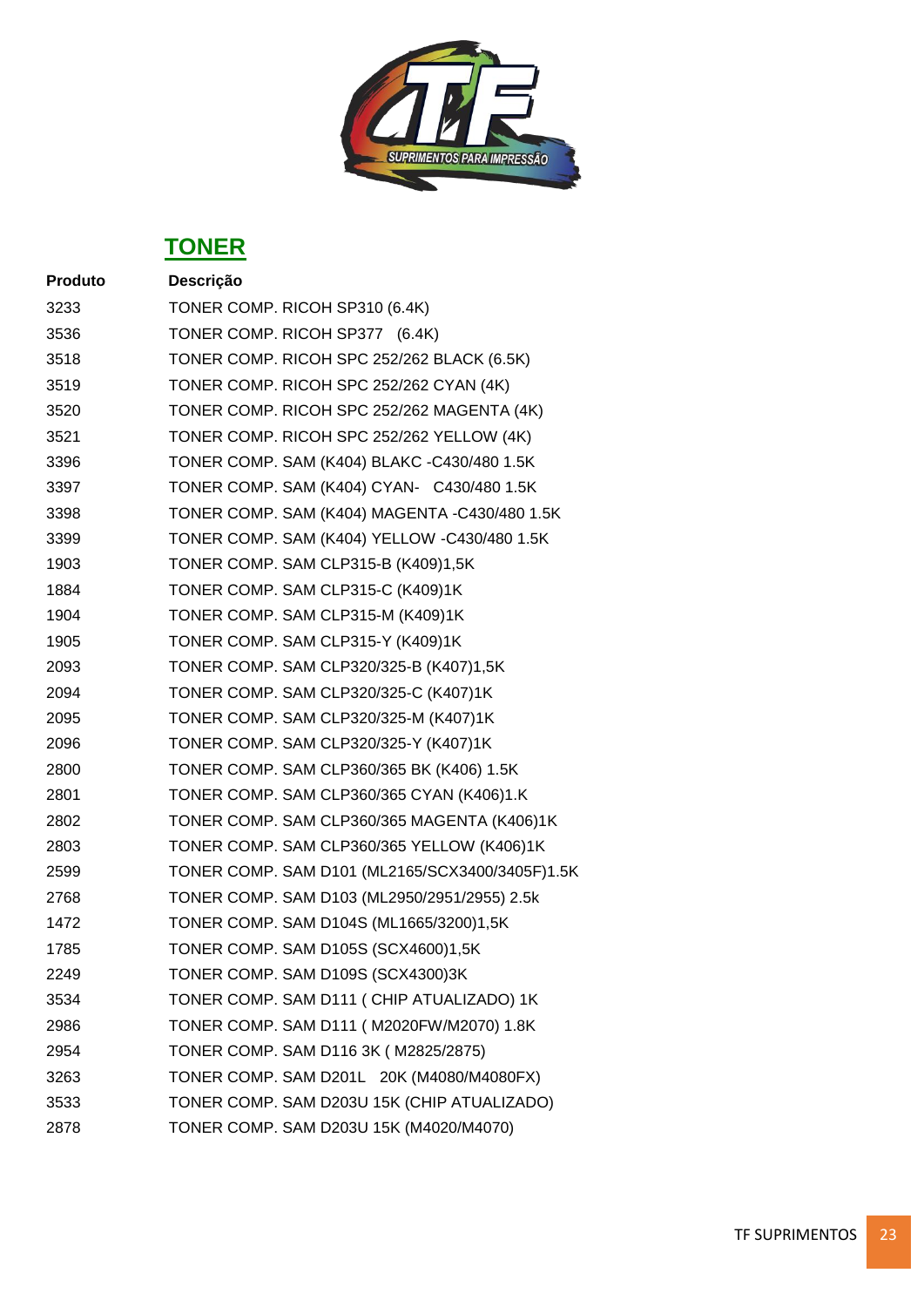## TONER

| Produto | Descrição |
|---|---|
| 3233 | TONER COMP. RICOH SP310 (6.4K) |
| 3536 | TONER COMP. RICOH SP377 (6.4K) |
| 3518 | TONER COMP. RICOH SPC 252/262 BLACK (6.5K) |
| 3519 | TONER COMP. RICOH SPC 252/262 CYAN (4K) |
| 3520 | TONER COMP. RICOH SPC 252/262 MAGENTA (4K) |
| 3521 | TONER COMP. RICOH SPC 252/262 YELLOW (4K) |
| 3396 | TONER COMP. SAM (K404) BLAKC -C430/480 1.5K |
| 3397 | TONER COMP. SAM (K404) CYAN- C430/480 1.5K |
| 3398 | TONER COMP. SAM (K404) MAGENTA -C430/480 1.5K |
| 3399 | TONER COMP. SAM (K404) YELLOW -C430/480 1.5K |
| 1903 | TONER COMP. SAM CLP315-B (K409)1,5K |
| 1884 | TONER COMP. SAM CLP315-C (K409)1K |
| 1904 | TONER COMP. SAM CLP315-M (K409)1K |
| 1905 | TONER COMP. SAM CLP315-Y (K409)1K |
| 2093 | TONER COMP. SAM CLP320/325-B (K407)1,5K |
| 2094 | TONER COMP. SAM CLP320/325-C (K407)1K |
| 2095 | TONER COMP. SAM CLP320/325-M (K407)1K |
| 2096 | TONER COMP. SAM CLP320/325-Y (K407)1K |
| 2800 | TONER COMP. SAM CLP360/365 BK (K406) 1.5K |
| 2801 | TONER COMP. SAM CLP360/365 CYAN (K406)1.K |
| 2802 | TONER COMP. SAM CLP360/365 MAGENTA (K406)1K |
| 2803 | TONER COMP. SAM CLP360/365 YELLOW (K406)1K |
| 2599 | TONER COMP. SAM D101 (ML2165/SCX3400/3405F)1.5K |
| 2768 | TONER COMP. SAM D103 (ML2950/2951/2955) 2.5k |
| 1472 | TONER COMP. SAM D104S (ML1665/3200)1,5K |
| 1785 | TONER COMP. SAM D105S (SCX4600)1,5K |
| 2249 | TONER COMP. SAM D109S (SCX4300)3K |
| 3534 | TONER COMP. SAM D111 ( CHIP ATUALIZADO) 1K |
| 2986 | TONER COMP. SAM D111 ( M2020FW/M2070) 1.8K |
| 2954 | TONER COMP. SAM D116 3K ( M2825/2875) |
| 3263 | TONER COMP. SAM D201L 20K (M4080/M4080FX) |
| 3533 | TONER COMP. SAM D203U 15K (CHIP ATUALIZADO) |
| 2878 | TONER COMP. SAM D203U 15K (M4020/M4070) |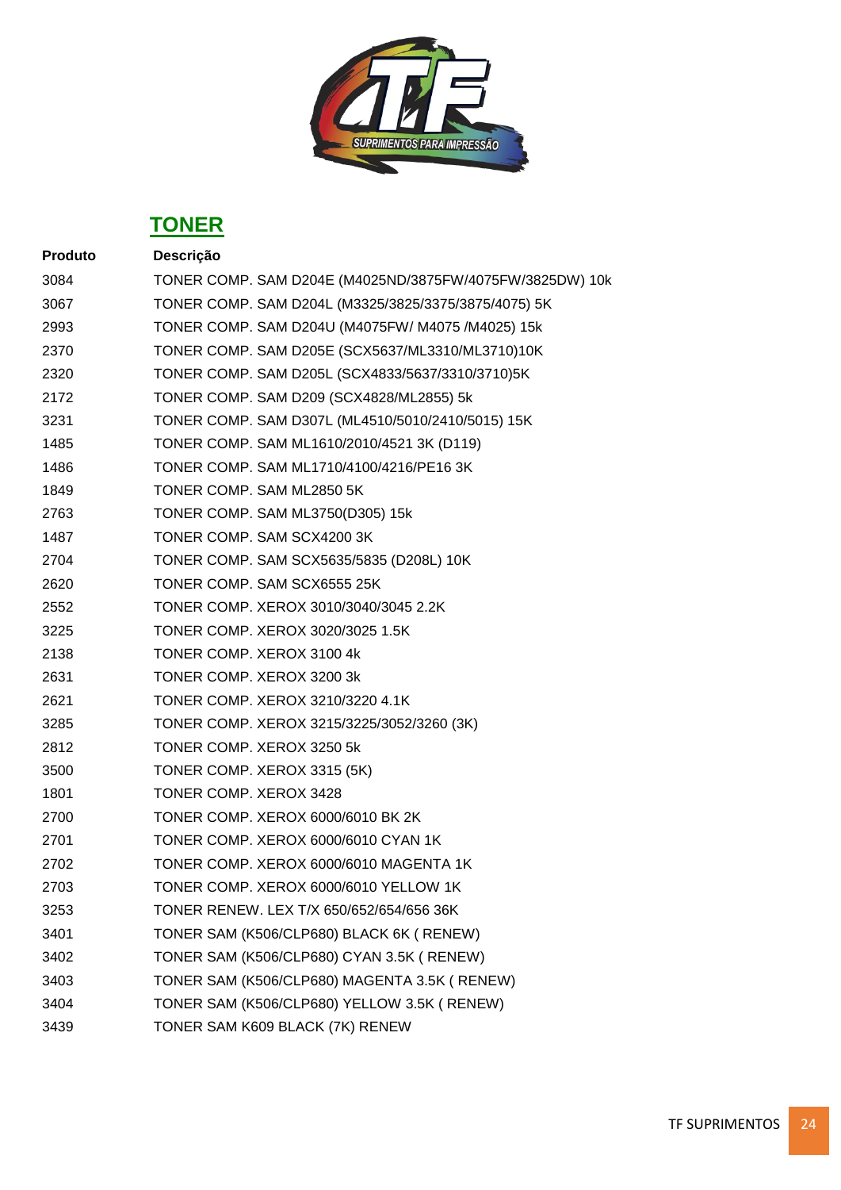## TONER

| Produto | Descrição |
| --- | --- |
| 3084 | TONER COMP. SAM D204E (M4025ND/3875FW/4075FW/3825DW) 10k |
| 3067 | TONER COMP. SAM D204L (M3325/3825/3375/3875/4075) 5K |
| 2993 | TONER COMP. SAM D204U (M4075FW/ M4075 /M4025) 15k |
| 2370 | TONER COMP. SAM D205E (SCX5637/ML3310/ML3710)10K |
| 2320 | TONER COMP. SAM D205L (SCX4833/5637/3310/3710)5K |
| 2172 | TONER COMP. SAM D209 (SCX4828/ML2855) 5k |
| 3231 | TONER COMP. SAM D307L (ML4510/5010/2410/5015) 15K |
| 1485 | TONER COMP. SAM ML1610/2010/4521 3K (D119) |
| 1486 | TONER COMP. SAM ML1710/4100/4216/PE16 3K |
| 1849 | TONER COMP. SAM ML2850 5K |
| 2763 | TONER COMP. SAM ML3750(D305) 15k |
| 1487 | TONER COMP. SAM SCX4200 3K |
| 2704 | TONER COMP. SAM SCX5635/5835 (D208L) 10K |
| 2620 | TONER COMP. SAM SCX6555 25K |
| 2552 | TONER COMP. XEROX 3010/3040/3045 2.2K |
| 3225 | TONER COMP. XEROX 3020/3025 1.5K |
| 2138 | TONER COMP. XEROX 3100 4k |
| 2631 | TONER COMP. XEROX 3200 3k |
| 2621 | TONER COMP. XEROX 3210/3220 4.1K |
| 3285 | TONER COMP. XEROX 3215/3225/3052/3260 (3K) |
| 2812 | TONER COMP. XEROX 3250 5k |
| 3500 | TONER COMP. XEROX 3315 (5K) |
| 1801 | TONER COMP. XEROX 3428 |
| 2700 | TONER COMP. XEROX 6000/6010 BK 2K |
| 2701 | TONER COMP. XEROX 6000/6010 CYAN 1K |
| 2702 | TONER COMP. XEROX 6000/6010 MAGENTA 1K |
| 2703 | TONER COMP. XEROX 6000/6010 YELLOW 1K |
| 3253 | TONER RENEW. LEX T/X 650/652/654/656 36K |
| 3401 | TONER SAM (K506/CLP680) BLACK 6K ( RENEW) |
| 3402 | TONER SAM (K506/CLP680) CYAN 3.5K ( RENEW) |
| 3403 | TONER SAM (K506/CLP680) MAGENTA 3.5K ( RENEW) |
| 3404 | TONER SAM (K506/CLP680) YELLOW 3.5K ( RENEW) |
| 3439 | TONER SAM K609 BLACK (7K) RENEW |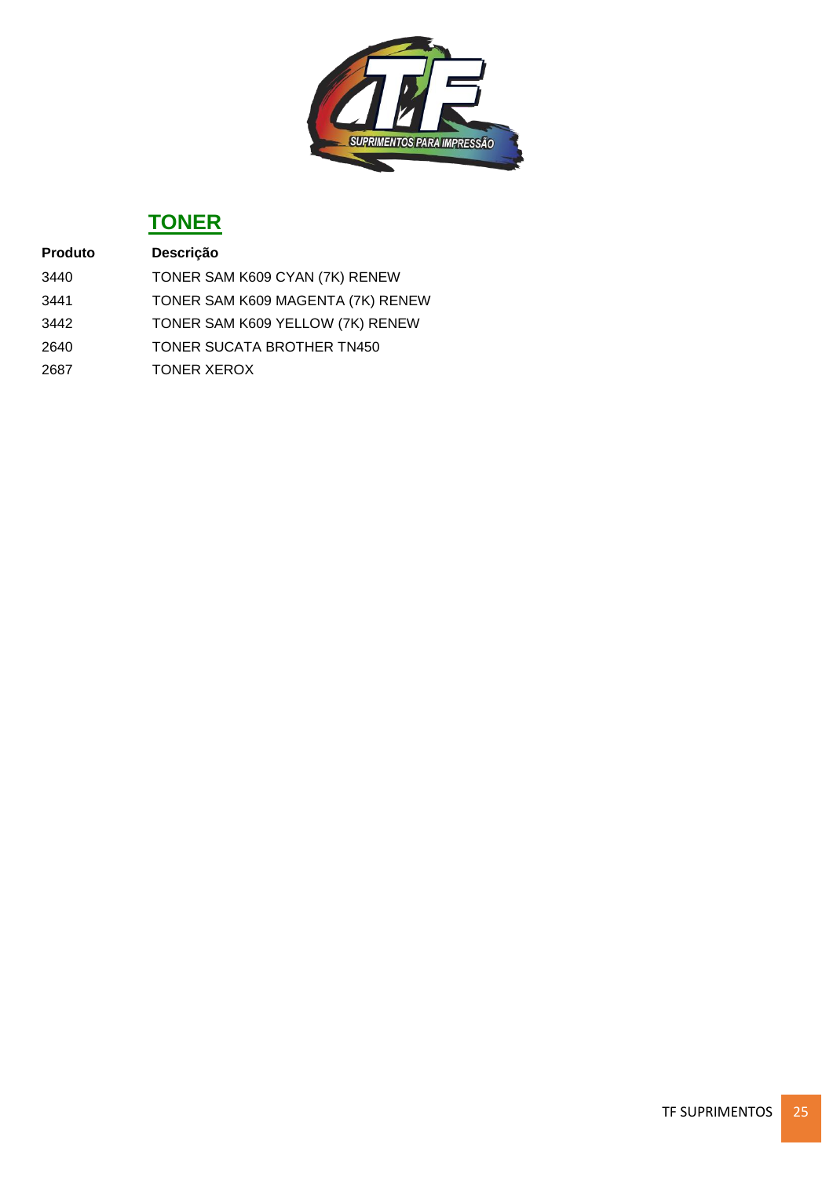## TONER

| Produto | Descrição |
|---|---|
| 3440 | TONER SAM K609 CYAN (7K) RENEW |
| 3441 | TONER SAM K609 MAGENTA (7K) RENEW |
| 3442 | TONER SAM K609 YELLOW (7K) RENEW |
| 2640 | TONER SUCATA BROTHER TN450 |
| 2687 | TONER XEROX |